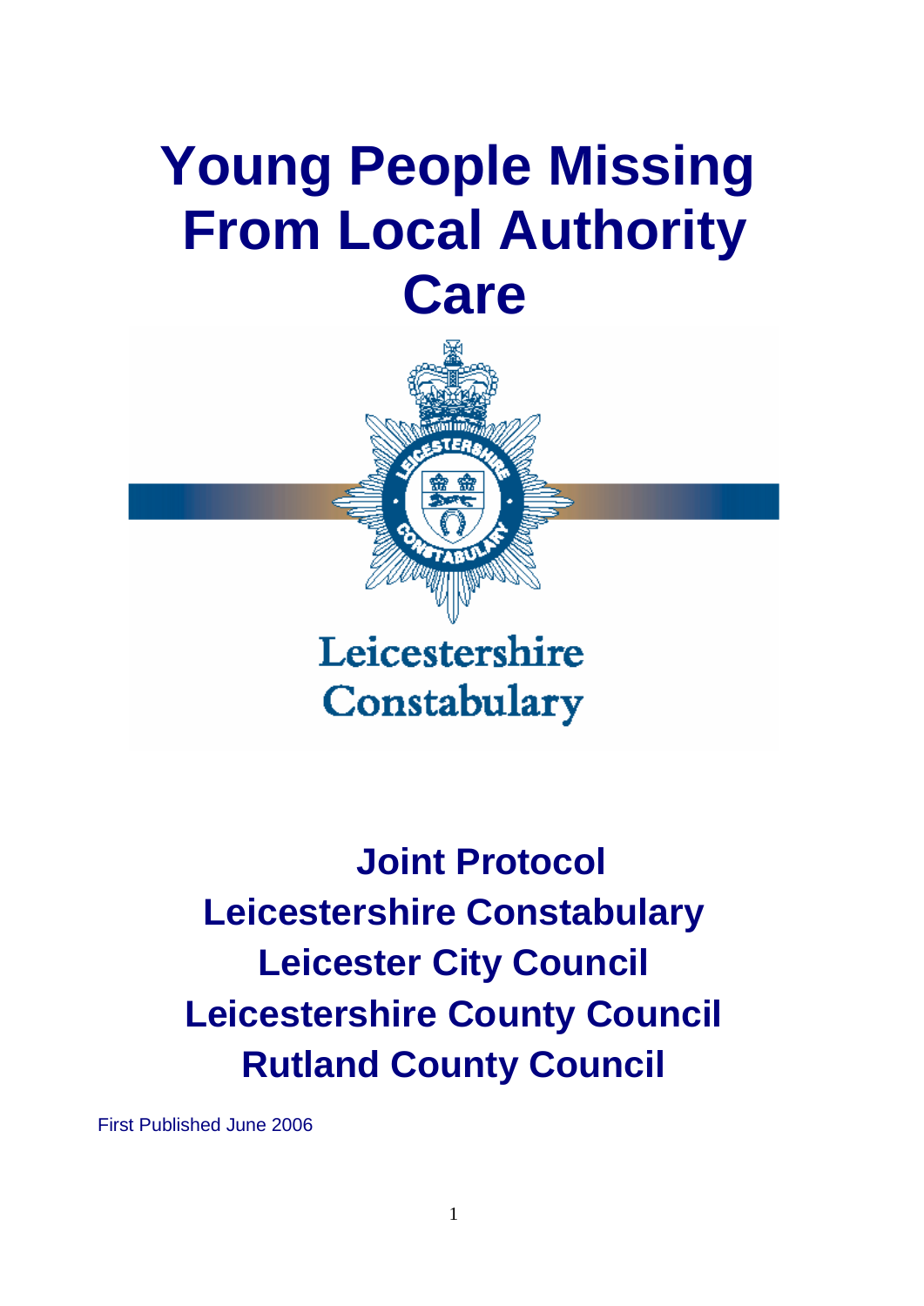# Young People Missing From Local Authority Care

Leicestershire Constabulary

## Joint Protocol
## Leicestershire Constabulary
## Leicester City Council
## Leicestershire County Council
## Rutland County Council

First Published June 2006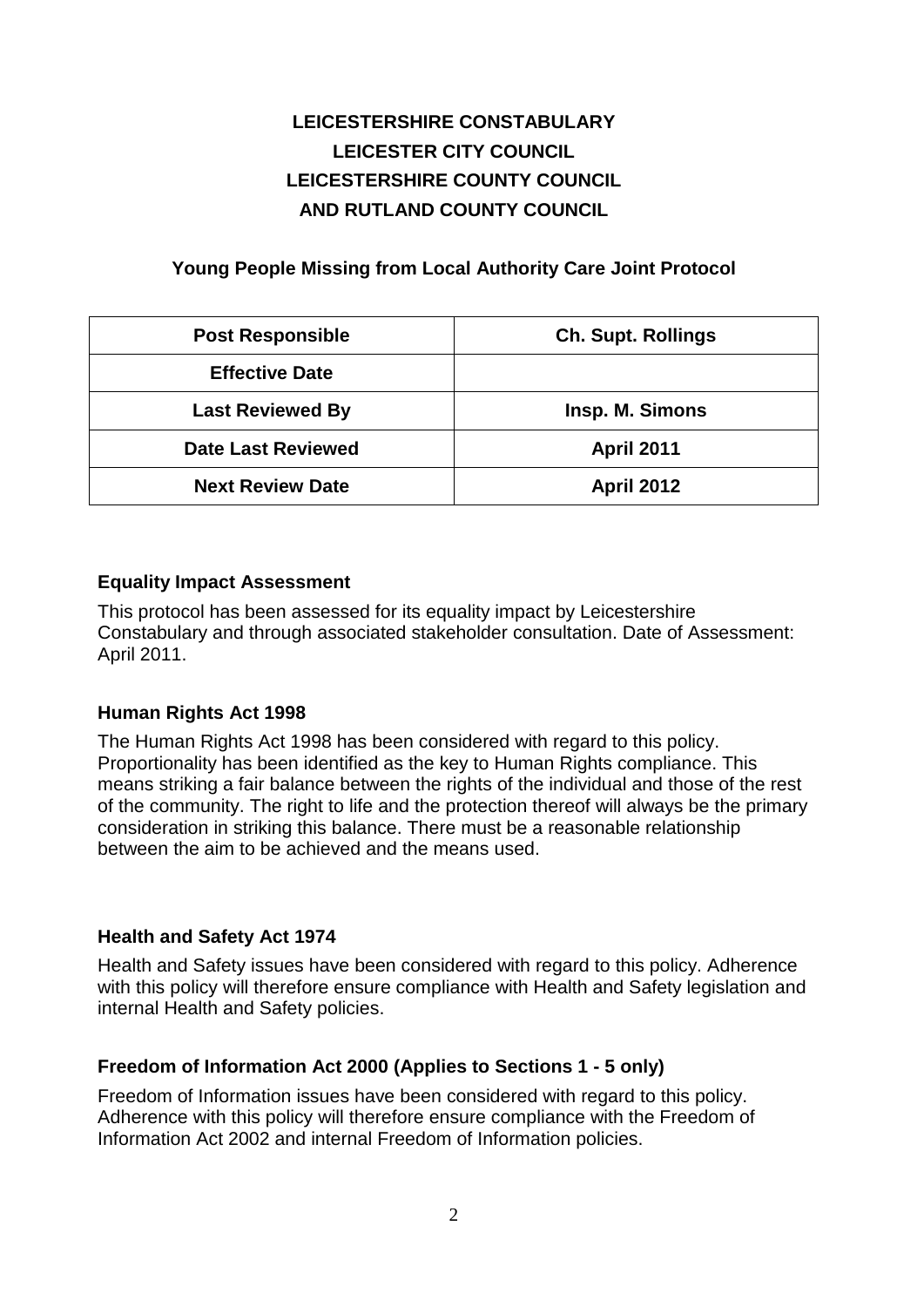# LEICESTERSHIRE CONSTABULARY
# LEICESTER CITY COUNCIL
# LEICESTERSHIRE COUNTY COUNCIL
# AND RUTLAND COUNTY COUNCIL

## Young People Missing from Local Authority Care Joint Protocol

| Post Responsible | Ch. Supt. Rollings |
|---|---|
| Effective Date | |
| Last Reviewed By | Insp. M. Simons |
| Date Last Reviewed | April 2011 |
| Next Review Date | April 2012 |

### Equality Impact Assessment

This protocol has been assessed for its equality impact by Leicestershire Constabulary and through associated stakeholder consultation. Date of Assessment: April 2011.

### Human Rights Act 1998

The Human Rights Act 1998 has been considered with regard to this policy. Proportionality has been identified as the key to Human Rights compliance. This means striking a fair balance between the rights of the individual and those of the rest of the community. The right to life and the protection thereof will always be the primary consideration in striking this balance. There must be a reasonable relationship between the aim to be achieved and the means used.

### Health and Safety Act 1974

Health and Safety issues have been considered with regard to this policy. Adherence with this policy will therefore ensure compliance with Health and Safety legislation and internal Health and Safety policies.

### Freedom of Information Act 2000 (Applies to Sections 1 - 5 only)

Freedom of Information issues have been considered with regard to this policy. Adherence with this policy will therefore ensure compliance with the Freedom of Information Act 2002 and internal Freedom of Information policies.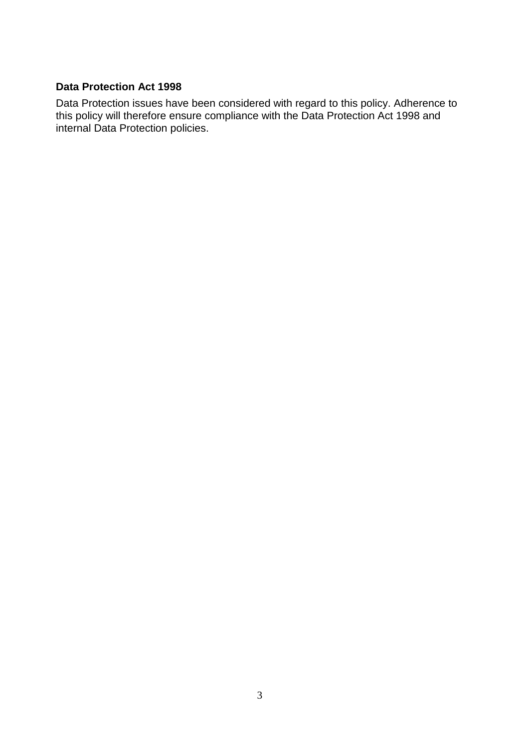**Data Protection Act 1998**

Data Protection issues have been considered with regard to this policy. Adherence to this policy will therefore ensure compliance with the Data Protection Act 1998 and internal Data Protection policies.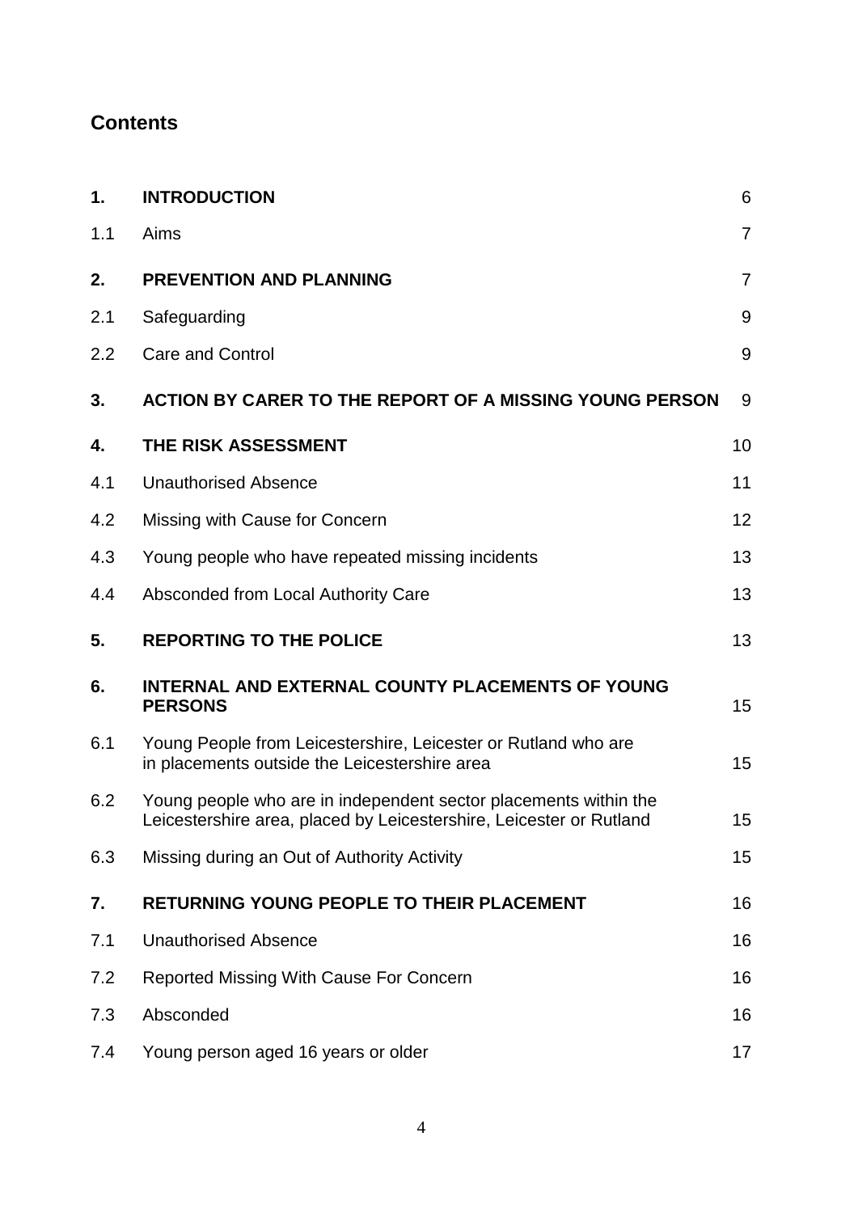## Contents

| | | |
|---|---|---|
| **1.** | **INTRODUCTION** | 6 |
| 1.1 | Aims | 7 |
| **2.** | **PREVENTION AND PLANNING** | 7 |
| 2.1 | Safeguarding | 9 |
| 2.2 | Care and Control | 9 |
| **3.** | **ACTION BY CARER TO THE REPORT OF A MISSING YOUNG PERSON** | 9 |
| **4.** | **THE RISK ASSESSMENT** | 10 |
| 4.1 | Unauthorised Absence | 11 |
| 4.2 | Missing with Cause for Concern | 12 |
| 4.3 | Young people who have repeated missing incidents | 13 |
| 4.4 | Absconded from Local Authority Care | 13 |
| **5.** | **REPORTING TO THE POLICE** | 13 |
| **6.** | **INTERNAL AND EXTERNAL COUNTY PLACEMENTS OF YOUNG PERSONS** | 15 |
| 6.1 | Young People from Leicestershire, Leicester or Rutland who are in placements outside the Leicestershire area | 15 |
| 6.2 | Young people who are in independent sector placements within the Leicestershire area, placed by Leicestershire, Leicester or Rutland | 15 |
| 6.3 | Missing during an Out of Authority Activity | 15 |
| **7.** | **RETURNING YOUNG PEOPLE TO THEIR PLACEMENT** | 16 |
| 7.1 | Unauthorised Absence | 16 |
| 7.2 | Reported Missing With Cause For Concern | 16 |
| 7.3 | Absconded | 16 |
| 7.4 | Young person aged 16 years or older | 17 |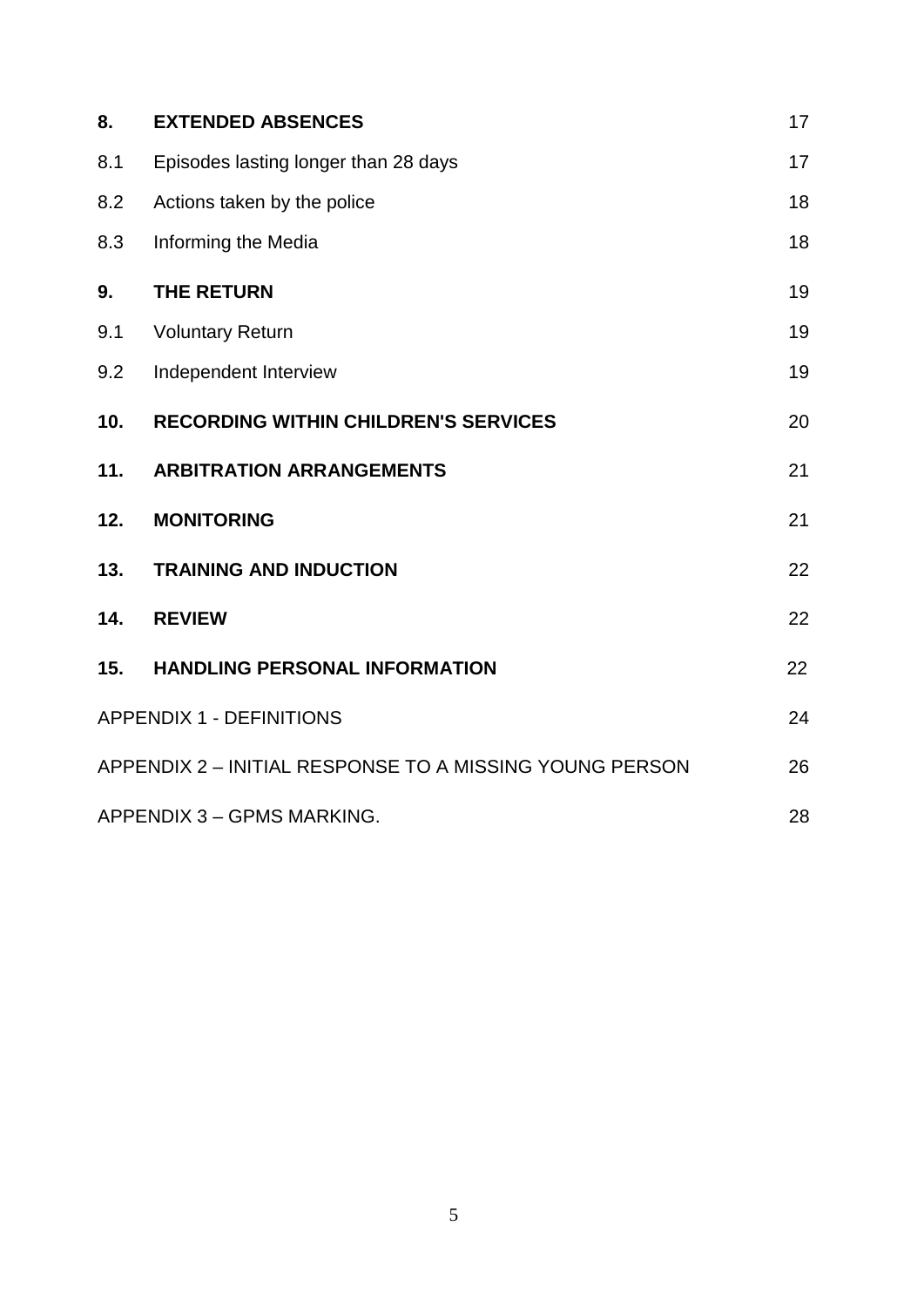| | | |
|---|---|---|
| **8.** | **EXTENDED ABSENCES** | 17 |
| 8.1 | Episodes lasting longer than 28 days | 17 |
| 8.2 | Actions taken by the police | 18 |
| 8.3 | Informing the Media | 18 |
| **9.** | **THE RETURN** | 19 |
| 9.1 | Voluntary Return | 19 |
| 9.2 | Independent Interview | 19 |
| **10.** | **RECORDING WITHIN CHILDREN'S SERVICES** | 20 |
| **11.** | **ARBITRATION ARRANGEMENTS** | 21 |
| **12.** | **MONITORING** | 21 |
| **13.** | **TRAINING AND INDUCTION** | 22 |
| **14.** | **REVIEW** | 22 |
| **15.** | **HANDLING PERSONAL INFORMATION** | 22 |
| APPENDIX 1 - DEFINITIONS | | 24 |
| APPENDIX 2 – INITIAL RESPONSE TO A MISSING YOUNG PERSON | | 26 |
| APPENDIX 3 – GPMS MARKING. | | 28 |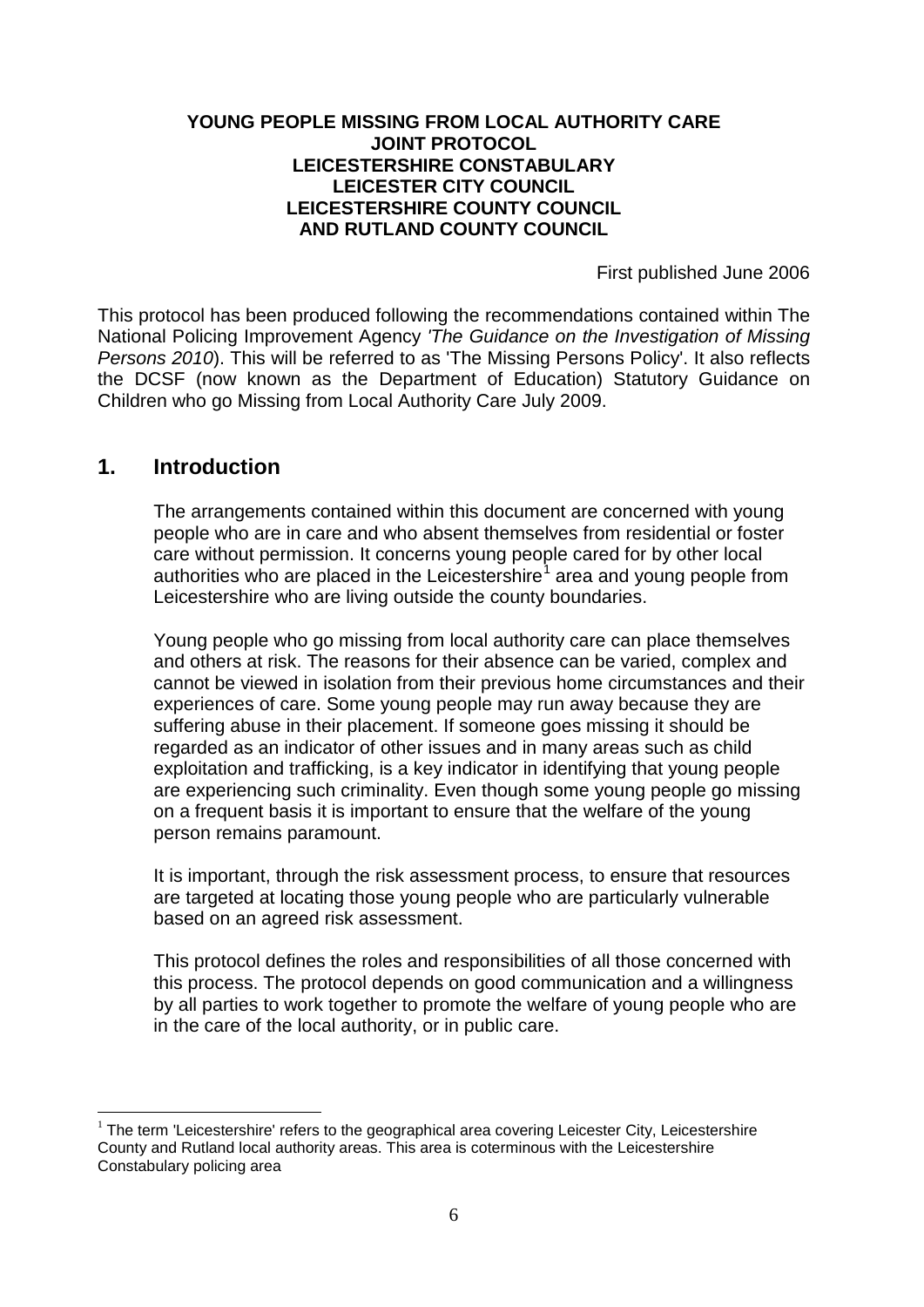**YOUNG PEOPLE MISSING FROM LOCAL AUTHORITY CARE**
**JOINT PROTOCOL**
**LEICESTERSHIRE CONSTABULARY**
**LEICESTER CITY COUNCIL**
**LEICESTERSHIRE COUNTY COUNCIL**
**AND RUTLAND COUNTY COUNCIL**

First published June 2006

This protocol has been produced following the recommendations contained within The National Policing Improvement Agency *'The Guidance on the Investigation of Missing Persons 2010*). This will be referred to as 'The Missing Persons Policy'. It also reflects the DCSF (now known as the Department of Education) Statutory Guidance on Children who go Missing from Local Authority Care July 2009.

## 1. Introduction

The arrangements contained within this document are concerned with young people who are in care and who absent themselves from residential or foster care without permission. It concerns young people cared for by other local authorities who are placed in the Leicestershire[1] area and young people from Leicestershire who are living outside the county boundaries.

Young people who go missing from local authority care can place themselves and others at risk. The reasons for their absence can be varied, complex and cannot be viewed in isolation from their previous home circumstances and their experiences of care. Some young people may run away because they are suffering abuse in their placement. If someone goes missing it should be regarded as an indicator of other issues and in many areas such as child exploitation and trafficking, is a key indicator in identifying that young people are experiencing such criminality. Even though some young people go missing on a frequent basis it is important to ensure that the welfare of the young person remains paramount.

It is important, through the risk assessment process, to ensure that resources are targeted at locating those young people who are particularly vulnerable based on an agreed risk assessment.

This protocol defines the roles and responsibilities of all those concerned with this process. The protocol depends on good communication and a willingness by all parties to work together to promote the welfare of young people who are in the care of the local authority, or in public care.

[1] The term 'Leicestershire' refers to the geographical area covering Leicester City, Leicestershire County and Rutland local authority areas. This area is coterminous with the Leicestershire Constabulary policing area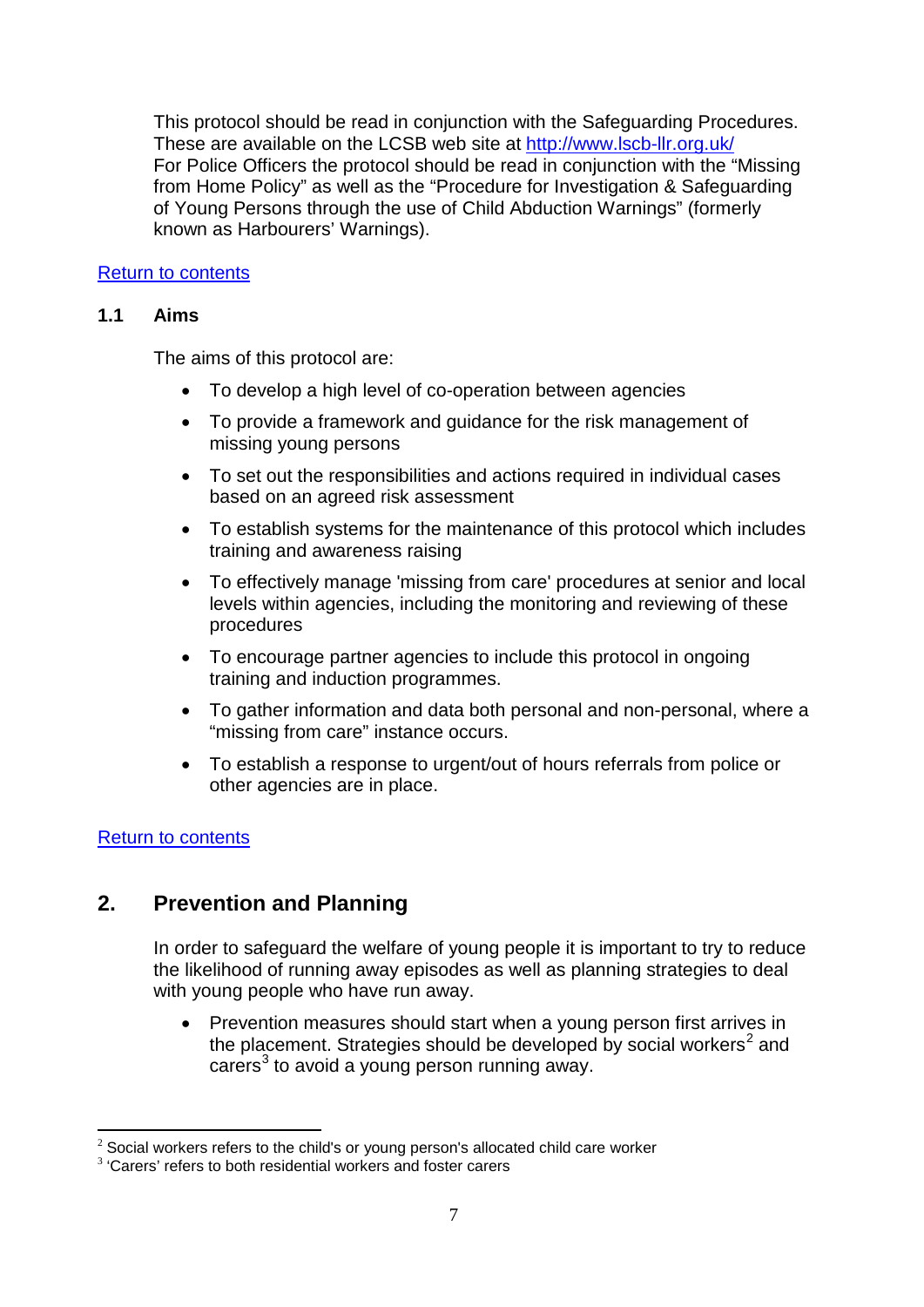This protocol should be read in conjunction with the Safeguarding Procedures. These are available on the LCSB web site at [http://www.lscb-llr.org.uk/](http://www.lscb-llr.org.uk/)
For Police Officers the protocol should be read in conjunction with the "Missing from Home Policy" as well as the "Procedure for Investigation & Safeguarding of Young Persons through the use of Child Abduction Warnings" (formerly known as Harbourers' Warnings).

Return to contents

### 1.1 Aims

The aims of this protocol are:

- To develop a high level of co-operation between agencies
- To provide a framework and guidance for the risk management of missing young persons
- To set out the responsibilities and actions required in individual cases based on an agreed risk assessment
- To establish systems for the maintenance of this protocol which includes training and awareness raising
- To effectively manage 'missing from care' procedures at senior and local levels within agencies, including the monitoring and reviewing of these procedures
- To encourage partner agencies to include this protocol in ongoing training and induction programmes.
- To gather information and data both personal and non-personal, where a "missing from care" instance occurs.
- To establish a response to urgent/out of hours referrals from police or other agencies are in place.

Return to contents

## 2. Prevention and Planning

In order to safeguard the welfare of young people it is important to try to reduce the likelihood of running away episodes as well as planning strategies to deal with young people who have run away.

- Prevention measures should start when a young person first arrives in the placement. Strategies should be developed by social workers[2] and carers[3] to avoid a young person running away.

---

[2] Social workers refers to the child's or young person's allocated child care worker

[3] 'Carers' refers to both residential workers and foster carers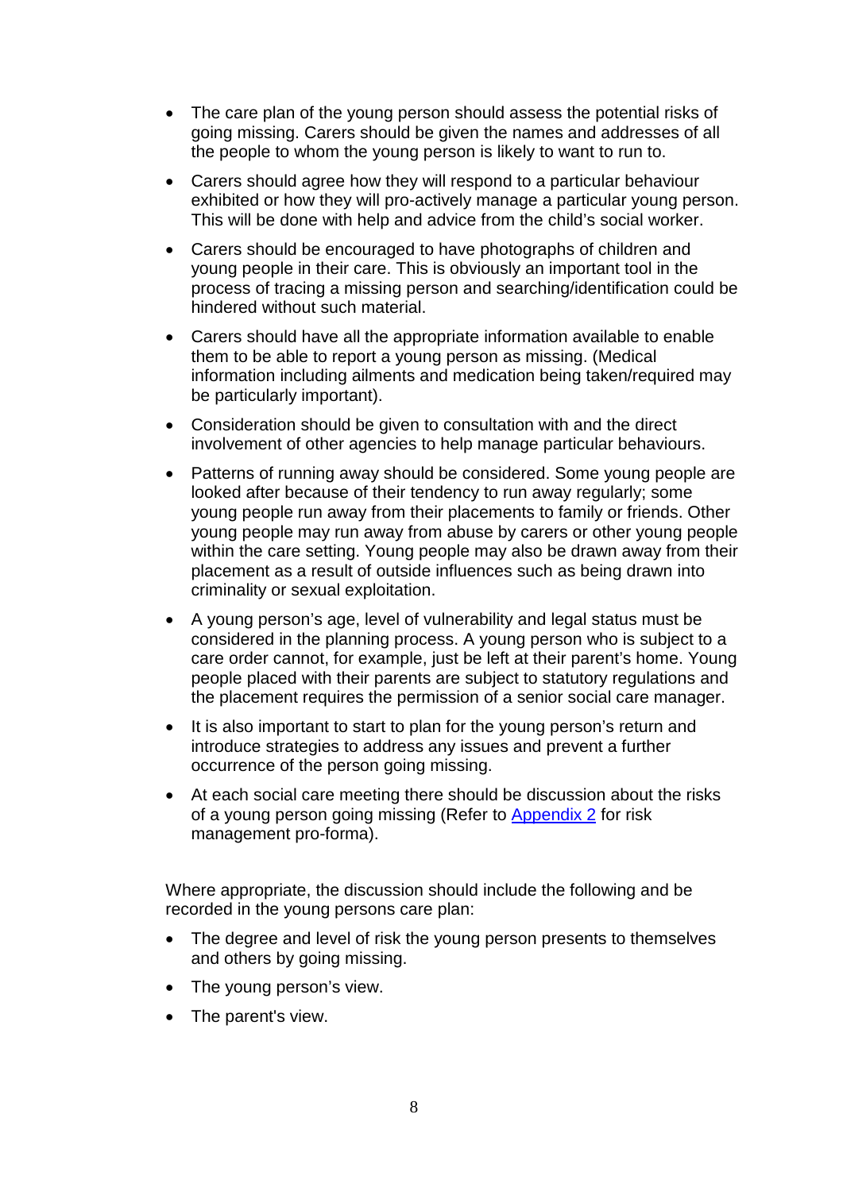- The care plan of the young person should assess the potential risks of going missing. Carers should be given the names and addresses of all the people to whom the young person is likely to want to run to.
- Carers should agree how they will respond to a particular behaviour exhibited or how they will pro-actively manage a particular young person. This will be done with help and advice from the child's social worker.
- Carers should be encouraged to have photographs of children and young people in their care. This is obviously an important tool in the process of tracing a missing person and searching/identification could be hindered without such material.
- Carers should have all the appropriate information available to enable them to be able to report a young person as missing. (Medical information including ailments and medication being taken/required may be particularly important).
- Consideration should be given to consultation with and the direct involvement of other agencies to help manage particular behaviours.
- Patterns of running away should be considered. Some young people are looked after because of their tendency to run away regularly; some young people run away from their placements to family or friends. Other young people may run away from abuse by carers or other young people within the care setting. Young people may also be drawn away from their placement as a result of outside influences such as being drawn into criminality or sexual exploitation.
- A young person's age, level of vulnerability and legal status must be considered in the planning process. A young person who is subject to a care order cannot, for example, just be left at their parent's home. Young people placed with their parents are subject to statutory regulations and the placement requires the permission of a senior social care manager.
- It is also important to start to plan for the young person's return and introduce strategies to address any issues and prevent a further occurrence of the person going missing.
- At each social care meeting there should be discussion about the risks of a young person going missing (Refer to Appendix 2 for risk management pro-forma).

Where appropriate, the discussion should include the following and be recorded in the young persons care plan:

- The degree and level of risk the young person presents to themselves and others by going missing.
- The young person's view.
- The parent's view.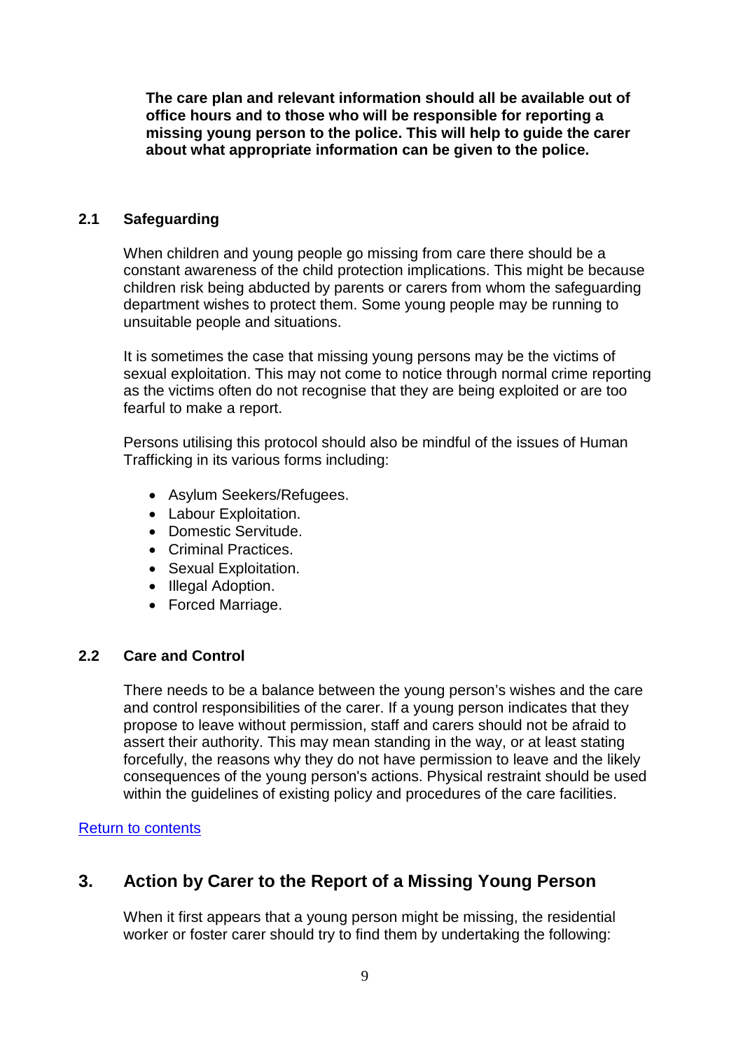**The care plan and relevant information should all be available out of office hours and to those who will be responsible for reporting a missing young person to the police. This will help to guide the carer about what appropriate information can be given to the police.**

### 2.1 Safeguarding

When children and young people go missing from care there should be a constant awareness of the child protection implications. This might be because children risk being abducted by parents or carers from whom the safeguarding department wishes to protect them. Some young people may be running to unsuitable people and situations.

It is sometimes the case that missing young persons may be the victims of sexual exploitation. This may not come to notice through normal crime reporting as the victims often do not recognise that they are being exploited or are too fearful to make a report.

Persons utilising this protocol should also be mindful of the issues of Human Trafficking in its various forms including:

- Asylum Seekers/Refugees.
- Labour Exploitation.
- Domestic Servitude.
- Criminal Practices.
- Sexual Exploitation.
- Illegal Adoption.
- Forced Marriage.

### 2.2 Care and Control

There needs to be a balance between the young person's wishes and the care and control responsibilities of the carer. If a young person indicates that they propose to leave without permission, staff and carers should not be afraid to assert their authority. This may mean standing in the way, or at least stating forcefully, the reasons why they do not have permission to leave and the likely consequences of the young person's actions. Physical restraint should be used within the guidelines of existing policy and procedures of the care facilities.

[Return to contents]

## 3. Action by Carer to the Report of a Missing Young Person

When it first appears that a young person might be missing, the residential worker or foster carer should try to find them by undertaking the following: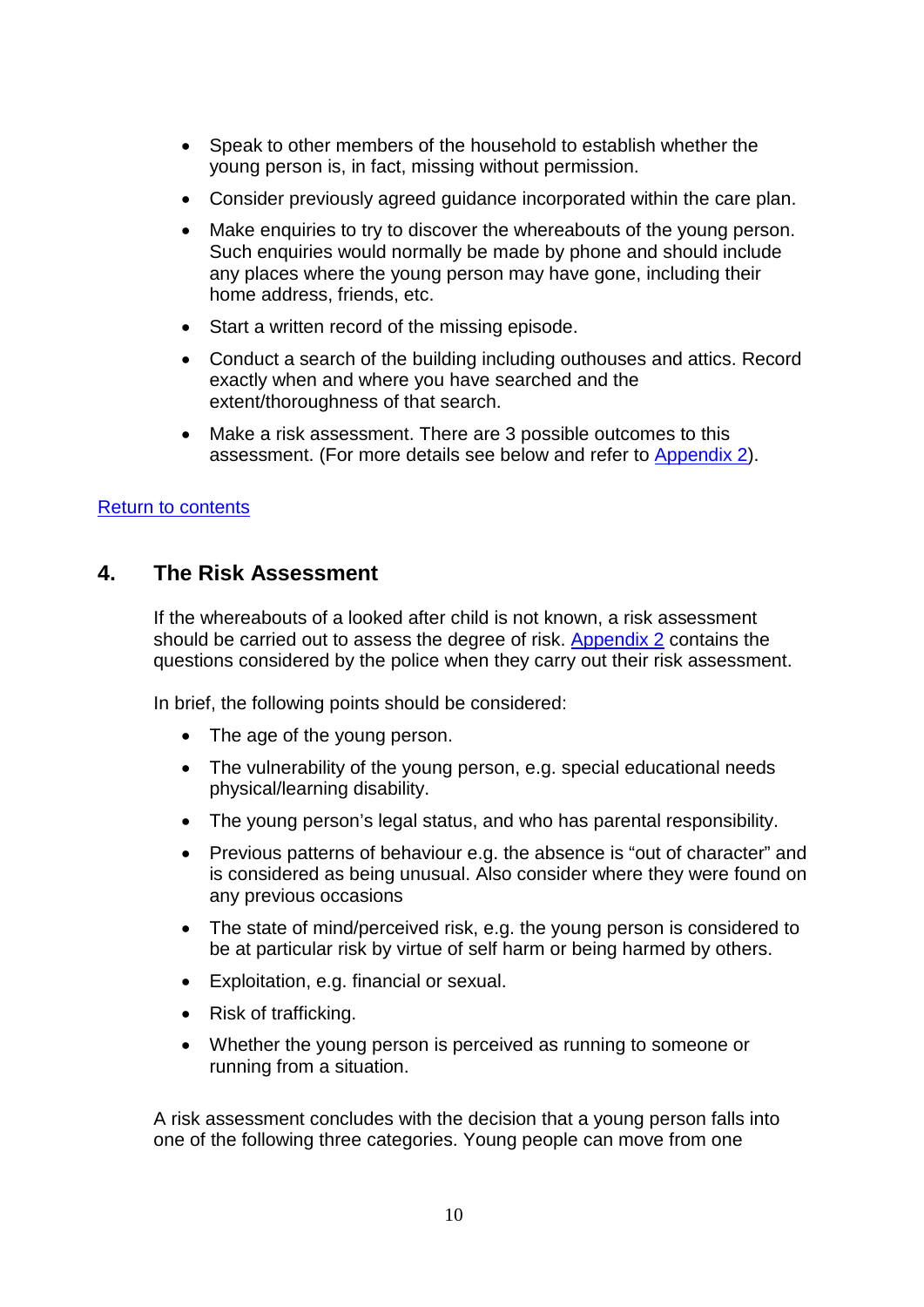- Speak to other members of the household to establish whether the young person is, in fact, missing without permission.
- Consider previously agreed guidance incorporated within the care plan.
- Make enquiries to try to discover the whereabouts of the young person. Such enquiries would normally be made by phone and should include any places where the young person may have gone, including their home address, friends, etc.
- Start a written record of the missing episode.
- Conduct a search of the building including outhouses and attics. Record exactly when and where you have searched and the extent/thoroughness of that search.
- Make a risk assessment. There are 3 possible outcomes to this assessment. (For more details see below and refer to Appendix 2).

Return to contents

## 4. The Risk Assessment

If the whereabouts of a looked after child is not known, a risk assessment should be carried out to assess the degree of risk. Appendix 2 contains the questions considered by the police when they carry out their risk assessment.

In brief, the following points should be considered:

- The age of the young person.
- The vulnerability of the young person, e.g. special educational needs physical/learning disability.
- The young person's legal status, and who has parental responsibility.
- Previous patterns of behaviour e.g. the absence is "out of character" and is considered as being unusual. Also consider where they were found on any previous occasions
- The state of mind/perceived risk, e.g. the young person is considered to be at particular risk by virtue of self harm or being harmed by others.
- Exploitation, e.g. financial or sexual.
- Risk of trafficking.
- Whether the young person is perceived as running to someone or running from a situation.

A risk assessment concludes with the decision that a young person falls into one of the following three categories. Young people can move from one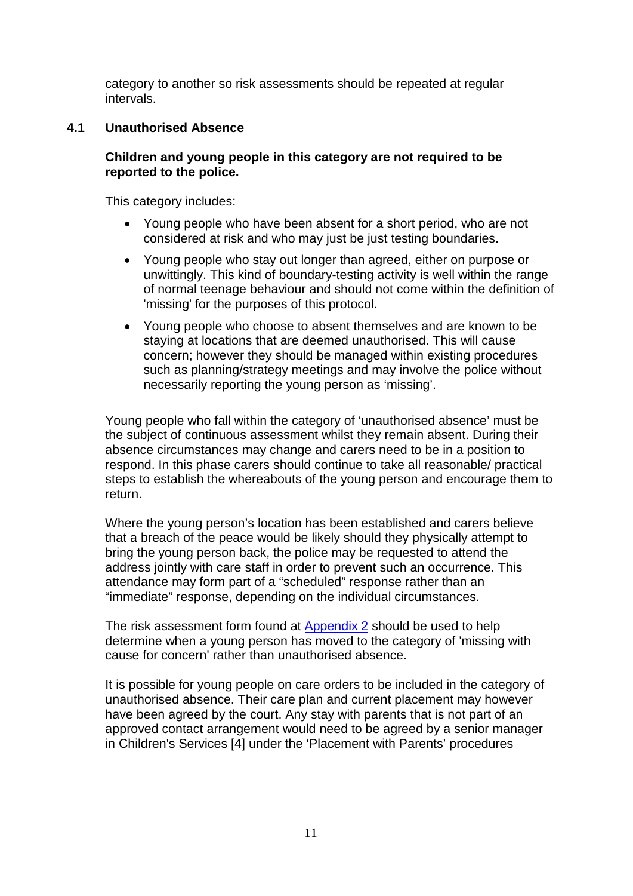category to another so risk assessments should be repeated at regular intervals.

### 4.1 Unauthorised Absence

**Children and young people in this category are not required to be reported to the police.**

This category includes:

- Young people who have been absent for a short period, who are not considered at risk and who may just be just testing boundaries.
- Young people who stay out longer than agreed, either on purpose or unwittingly. This kind of boundary-testing activity is well within the range of normal teenage behaviour and should not come within the definition of 'missing' for the purposes of this protocol.
- Young people who choose to absent themselves and are known to be staying at locations that are deemed unauthorised. This will cause concern; however they should be managed within existing procedures such as planning/strategy meetings and may involve the police without necessarily reporting the young person as 'missing'.

Young people who fall within the category of 'unauthorised absence' must be the subject of continuous assessment whilst they remain absent. During their absence circumstances may change and carers need to be in a position to respond. In this phase carers should continue to take all reasonable/ practical steps to establish the whereabouts of the young person and encourage them to return.

Where the young person's location has been established and carers believe that a breach of the peace would be likely should they physically attempt to bring the young person back, the police may be requested to attend the address jointly with care staff in order to prevent such an occurrence. This attendance may form part of a "scheduled" response rather than an "immediate" response, depending on the individual circumstances.

The risk assessment form found at Appendix 2 should be used to help determine when a young person has moved to the category of 'missing with cause for concern' rather than unauthorised absence.

It is possible for young people on care orders to be included in the category of unauthorised absence. Their care plan and current placement may however have been agreed by the court. Any stay with parents that is not part of an approved contact arrangement would need to be agreed by a senior manager in Children's Services [4] under the 'Placement with Parents' procedures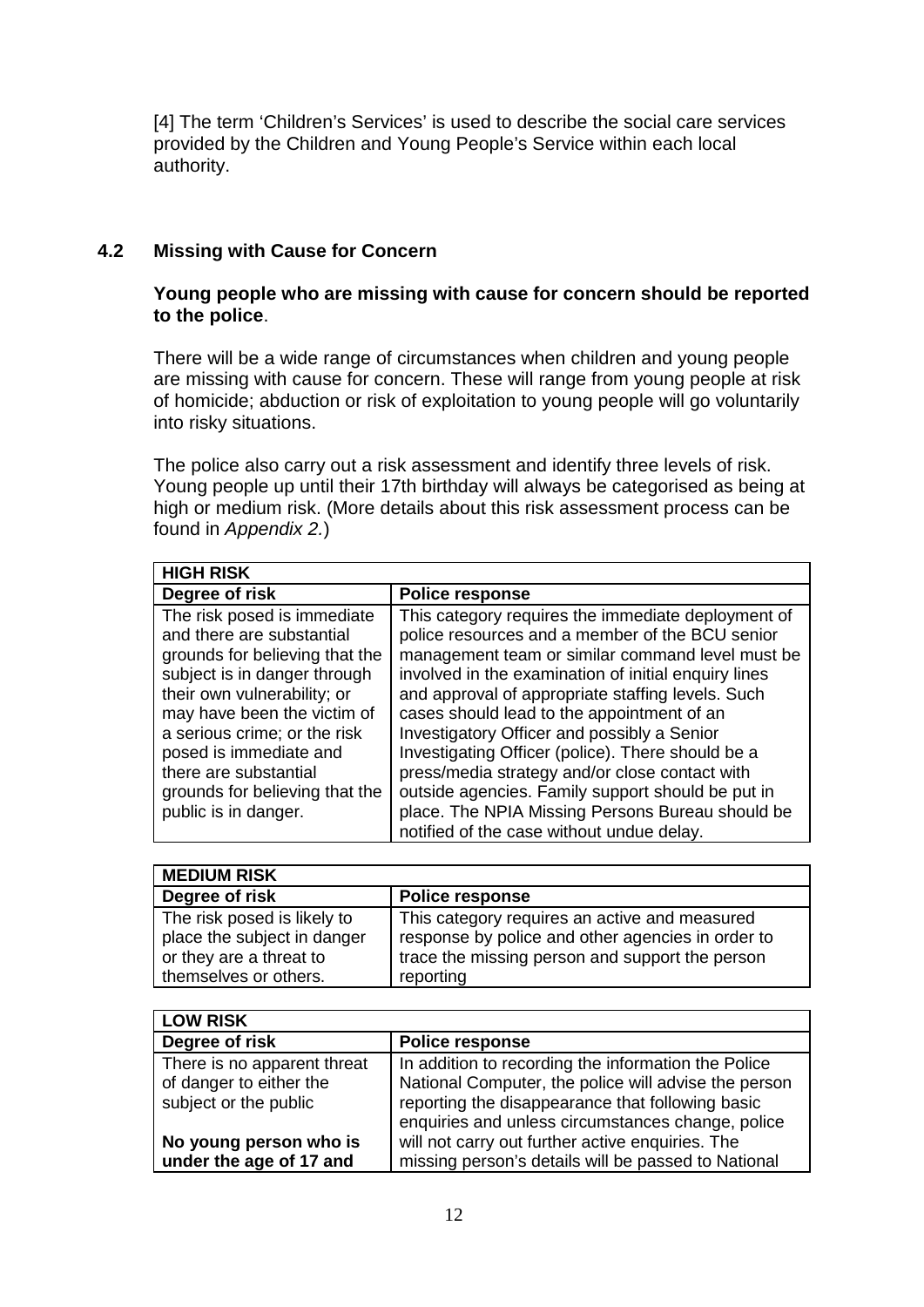[4] The term 'Children's Services' is used to describe the social care services provided by the Children and Young People's Service within each local authority.

### 4.2 Missing with Cause for Concern

**Young people who are missing with cause for concern should be reported to the police**.

There will be a wide range of circumstances when children and young people are missing with cause for concern. These will range from young people at risk of homicide; abduction or risk of exploitation to young people will go voluntarily into risky situations.

The police also carry out a risk assessment and identify three levels of risk. Young people up until their 17th birthday will always be categorised as being at high or medium risk. (More details about this risk assessment process can be found in *Appendix 2.*)

| **HIGH RISK** | |
|---|---|
| **Degree of risk** | **Police response** |
| The risk posed is immediate and there are substantial grounds for believing that the subject is in danger through their own vulnerability; or may have been the victim of a serious crime; or the risk posed is immediate and there are substantial grounds for believing that the public is in danger. | This category requires the immediate deployment of police resources and a member of the BCU senior management team or similar command level must be involved in the examination of initial enquiry lines and approval of appropriate staffing levels. Such cases should lead to the appointment of an Investigatory Officer and possibly a Senior Investigating Officer (police). There should be a press/media strategy and/or close contact with outside agencies. Family support should be put in place. The NPIA Missing Persons Bureau should be notified of the case without undue delay. |

| **MEDIUM RISK** | |
|---|---|
| **Degree of risk** | **Police response** |
| The risk posed is likely to place the subject in danger or they are a threat to themselves or others. | This category requires an active and measured response by police and other agencies in order to trace the missing person and support the person reporting |

| **LOW RISK** | |
|---|---|
| **Degree of risk** | **Police response** |
| There is no apparent threat of danger to either the subject or the public<br><br>**No young person who is under the age of 17 and** | In addition to recording the information the Police National Computer, the police will advise the person reporting the disappearance that following basic enquiries and unless circumstances change, police will not carry out further active enquiries. The missing person's details will be passed to National |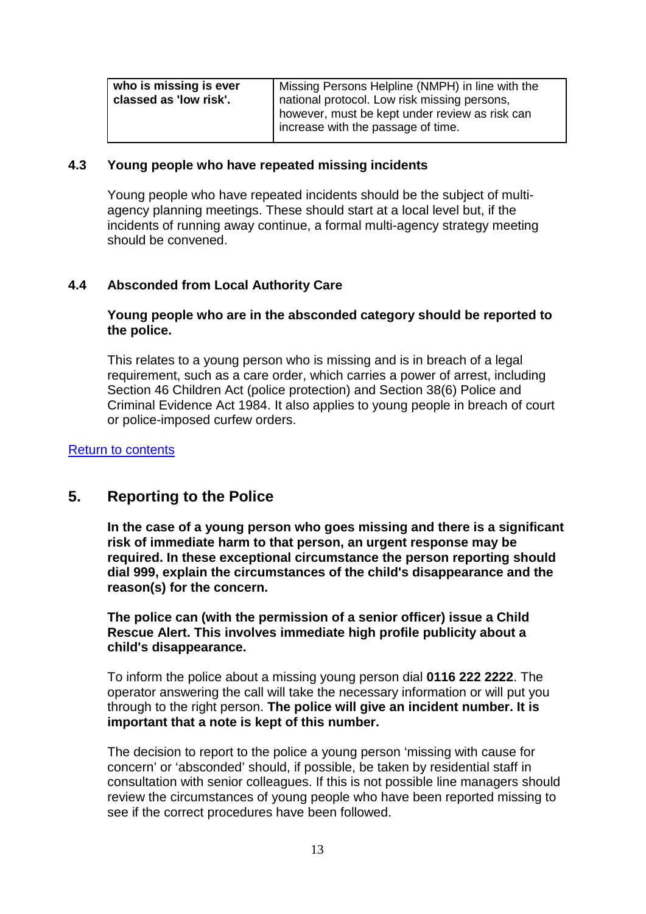| **who is missing is ever classed as 'low risk'.** | Missing Persons Helpline (NMPH) in line with the national protocol. Low risk missing persons, however, must be kept under review as risk can increase with the passage of time. |
|---|---|

### 4.3 Young people who have repeated missing incidents

Young people who have repeated incidents should be the subject of multi-agency planning meetings. These should start at a local level but, if the incidents of running away continue, a formal multi-agency strategy meeting should be convened.

### 4.4 Absconded from Local Authority Care

**Young people who are in the absconded category should be reported to the police.**

This relates to a young person who is missing and is in breach of a legal requirement, such as a care order, which carries a power of arrest, including Section 46 Children Act (police protection) and Section 38(6) Police and Criminal Evidence Act 1984. It also applies to young people in breach of court or police-imposed curfew orders.

Return to contents

## 5. Reporting to the Police

**In the case of a young person who goes missing and there is a significant risk of immediate harm to that person, an urgent response may be required. In these exceptional circumstance the person reporting should dial 999, explain the circumstances of the child's disappearance and the reason(s) for the concern.**

**The police can (with the permission of a senior officer) issue a Child Rescue Alert. This involves immediate high profile publicity about a child's disappearance.**

To inform the police about a missing young person dial **0116 222 2222**. The operator answering the call will take the necessary information or will put you through to the right person. **The police will give an incident number. It is important that a note is kept of this number.**

The decision to report to the police a young person 'missing with cause for concern' or 'absconded' should, if possible, be taken by residential staff in consultation with senior colleagues. If this is not possible line managers should review the circumstances of young people who have been reported missing to see if the correct procedures have been followed.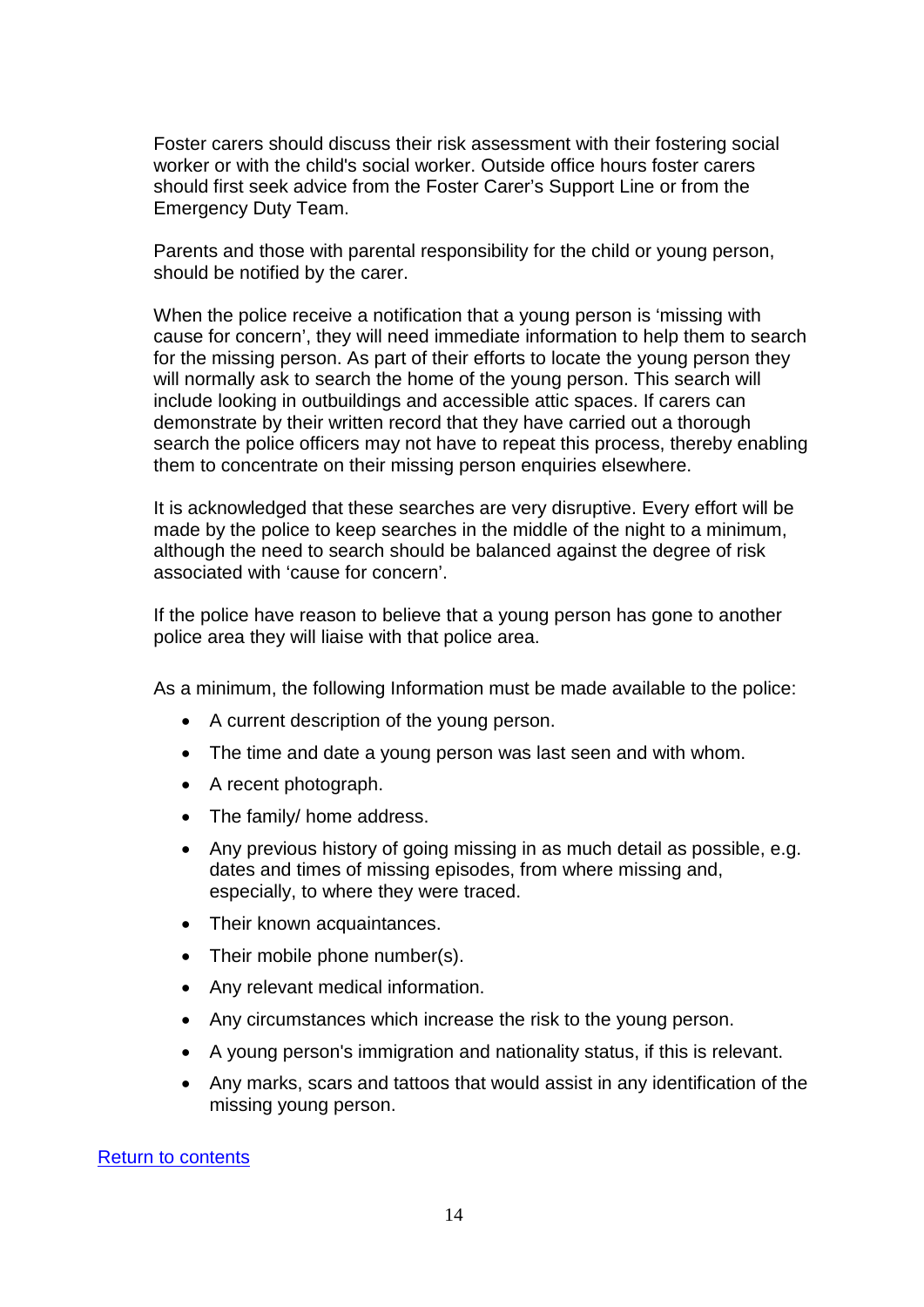Foster carers should discuss their risk assessment with their fostering social worker or with the child's social worker. Outside office hours foster carers should first seek advice from the Foster Carer's Support Line or from the Emergency Duty Team.

Parents and those with parental responsibility for the child or young person, should be notified by the carer.

When the police receive a notification that a young person is 'missing with cause for concern', they will need immediate information to help them to search for the missing person. As part of their efforts to locate the young person they will normally ask to search the home of the young person. This search will include looking in outbuildings and accessible attic spaces. If carers can demonstrate by their written record that they have carried out a thorough search the police officers may not have to repeat this process, thereby enabling them to concentrate on their missing person enquiries elsewhere.

It is acknowledged that these searches are very disruptive. Every effort will be made by the police to keep searches in the middle of the night to a minimum, although the need to search should be balanced against the degree of risk associated with 'cause for concern'.

If the police have reason to believe that a young person has gone to another police area they will liaise with that police area.

As a minimum, the following Information must be made available to the police:

- A current description of the young person.
- The time and date a young person was last seen and with whom.
- A recent photograph.
- The family/ home address.
- Any previous history of going missing in as much detail as possible, e.g. dates and times of missing episodes, from where missing and, especially, to where they were traced.
- Their known acquaintances.
- Their mobile phone number(s).
- Any relevant medical information.
- Any circumstances which increase the risk to the young person.
- A young person's immigration and nationality status, if this is relevant.
- Any marks, scars and tattoos that would assist in any identification of the missing young person.

Return to contents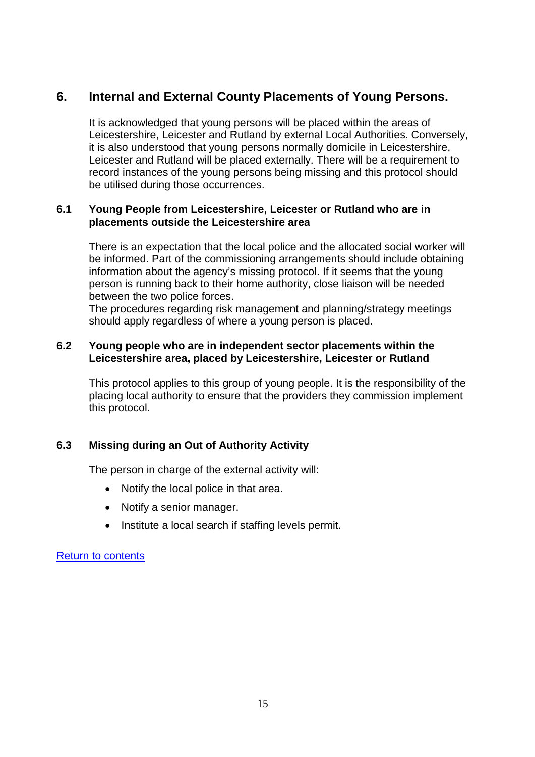## 6. Internal and External County Placements of Young Persons.

It is acknowledged that young persons will be placed within the areas of Leicestershire, Leicester and Rutland by external Local Authorities. Conversely, it is also understood that young persons normally domicile in Leicestershire, Leicester and Rutland will be placed externally. There will be a requirement to record instances of the young persons being missing and this protocol should be utilised during those occurrences.

### 6.1 Young People from Leicestershire, Leicester or Rutland who are in placements outside the Leicestershire area

There is an expectation that the local police and the allocated social worker will be informed. Part of the commissioning arrangements should include obtaining information about the agency's missing protocol. If it seems that the young person is running back to their home authority, close liaison will be needed between the two police forces.
The procedures regarding risk management and planning/strategy meetings should apply regardless of where a young person is placed.

### 6.2 Young people who are in independent sector placements within the Leicestershire area, placed by Leicestershire, Leicester or Rutland

This protocol applies to this group of young people. It is the responsibility of the placing local authority to ensure that the providers they commission implement this protocol.

### 6.3 Missing during an Out of Authority Activity

The person in charge of the external activity will:

- Notify the local police in that area.
- Notify a senior manager.
- Institute a local search if staffing levels permit.

Return to contents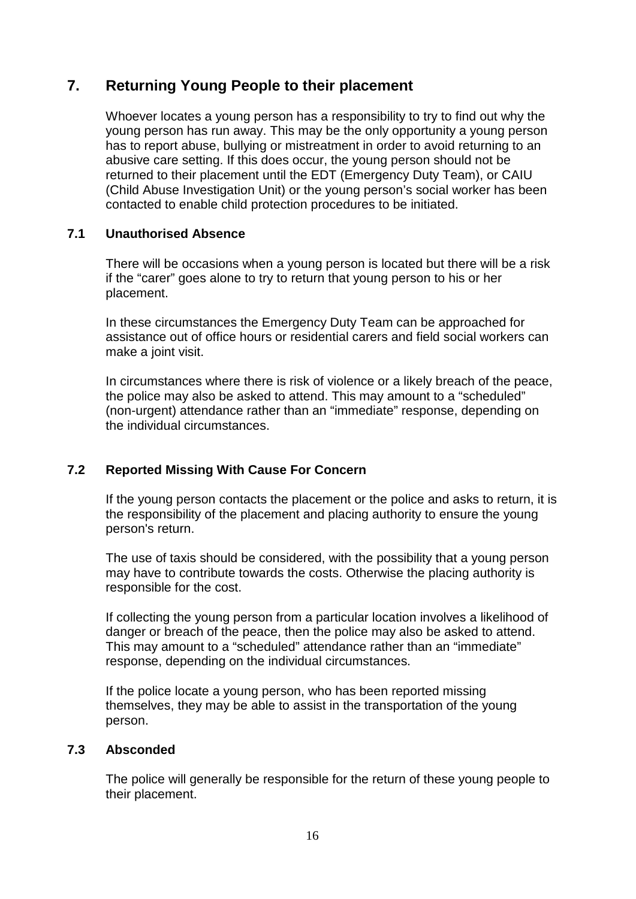## 7. Returning Young People to their placement

Whoever locates a young person has a responsibility to try to find out why the young person has run away. This may be the only opportunity a young person has to report abuse, bullying or mistreatment in order to avoid returning to an abusive care setting. If this does occur, the young person should not be returned to their placement until the EDT (Emergency Duty Team), or CAIU (Child Abuse Investigation Unit) or the young person's social worker has been contacted to enable child protection procedures to be initiated.

### 7.1 Unauthorised Absence

There will be occasions when a young person is located but there will be a risk if the "carer" goes alone to try to return that young person to his or her placement.

In these circumstances the Emergency Duty Team can be approached for assistance out of office hours or residential carers and field social workers can make a joint visit.

In circumstances where there is risk of violence or a likely breach of the peace, the police may also be asked to attend. This may amount to a "scheduled" (non-urgent) attendance rather than an "immediate" response, depending on the individual circumstances.

### 7.2 Reported Missing With Cause For Concern

If the young person contacts the placement or the police and asks to return, it is the responsibility of the placement and placing authority to ensure the young person's return.

The use of taxis should be considered, with the possibility that a young person may have to contribute towards the costs. Otherwise the placing authority is responsible for the cost.

If collecting the young person from a particular location involves a likelihood of danger or breach of the peace, then the police may also be asked to attend. This may amount to a "scheduled" attendance rather than an "immediate" response, depending on the individual circumstances.

If the police locate a young person, who has been reported missing themselves, they may be able to assist in the transportation of the young person.

### 7.3 Absconded

The police will generally be responsible for the return of these young people to their placement.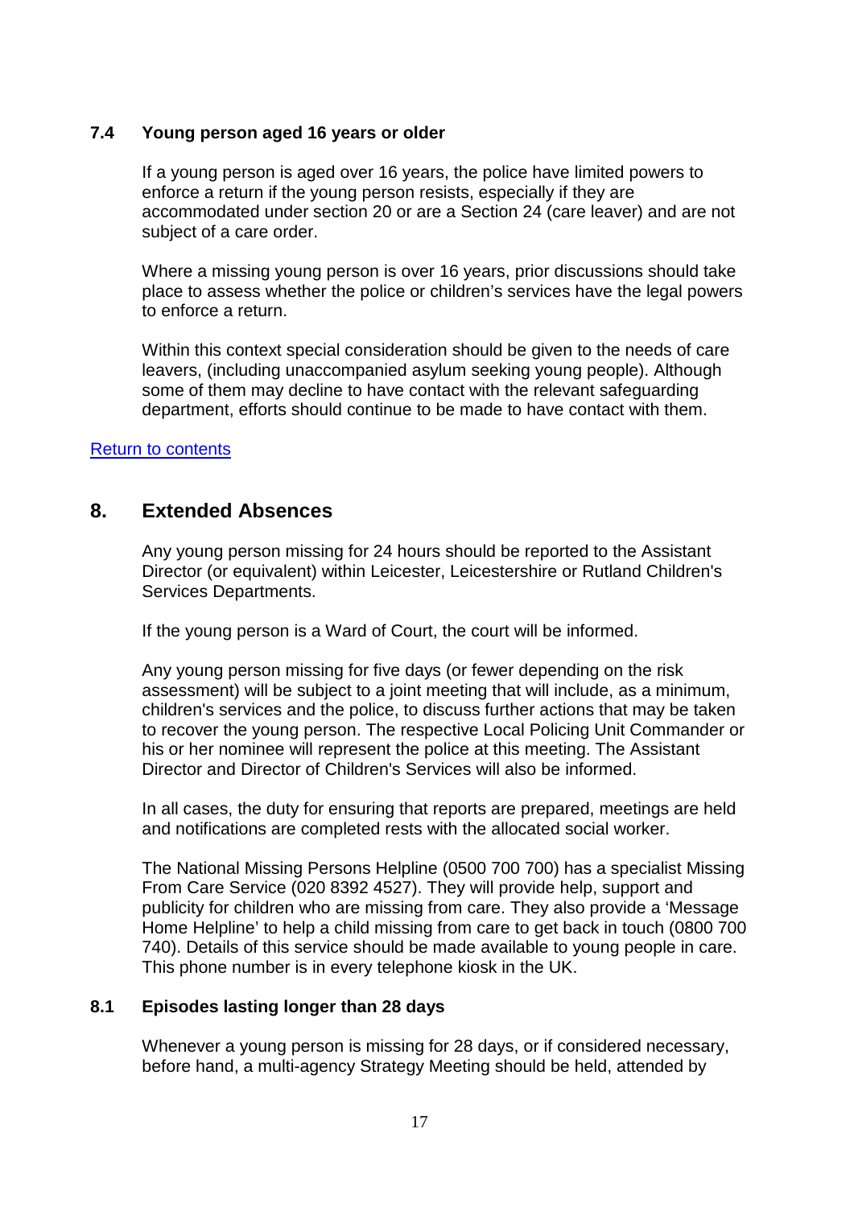### 7.4 Young person aged 16 years or older

If a young person is aged over 16 years, the police have limited powers to enforce a return if the young person resists, especially if they are accommodated under section 20 or are a Section 24 (care leaver) and are not subject of a care order.

Where a missing young person is over 16 years, prior discussions should take place to assess whether the police or children's services have the legal powers to enforce a return.

Within this context special consideration should be given to the needs of care leavers, (including unaccompanied asylum seeking young people). Although some of them may decline to have contact with the relevant safeguarding department, efforts should continue to be made to have contact with them.

Return to contents

## 8. Extended Absences

Any young person missing for 24 hours should be reported to the Assistant Director (or equivalent) within Leicester, Leicestershire or Rutland Children's Services Departments.

If the young person is a Ward of Court, the court will be informed.

Any young person missing for five days (or fewer depending on the risk assessment) will be subject to a joint meeting that will include, as a minimum, children's services and the police, to discuss further actions that may be taken to recover the young person. The respective Local Policing Unit Commander or his or her nominee will represent the police at this meeting. The Assistant Director and Director of Children's Services will also be informed.

In all cases, the duty for ensuring that reports are prepared, meetings are held and notifications are completed rests with the allocated social worker.

The National Missing Persons Helpline (0500 700 700) has a specialist Missing From Care Service (020 8392 4527). They will provide help, support and publicity for children who are missing from care. They also provide a 'Message Home Helpline' to help a child missing from care to get back in touch (0800 700 740). Details of this service should be made available to young people in care. This phone number is in every telephone kiosk in the UK.

### 8.1 Episodes lasting longer than 28 days

Whenever a young person is missing for 28 days, or if considered necessary, before hand, a multi-agency Strategy Meeting should be held, attended by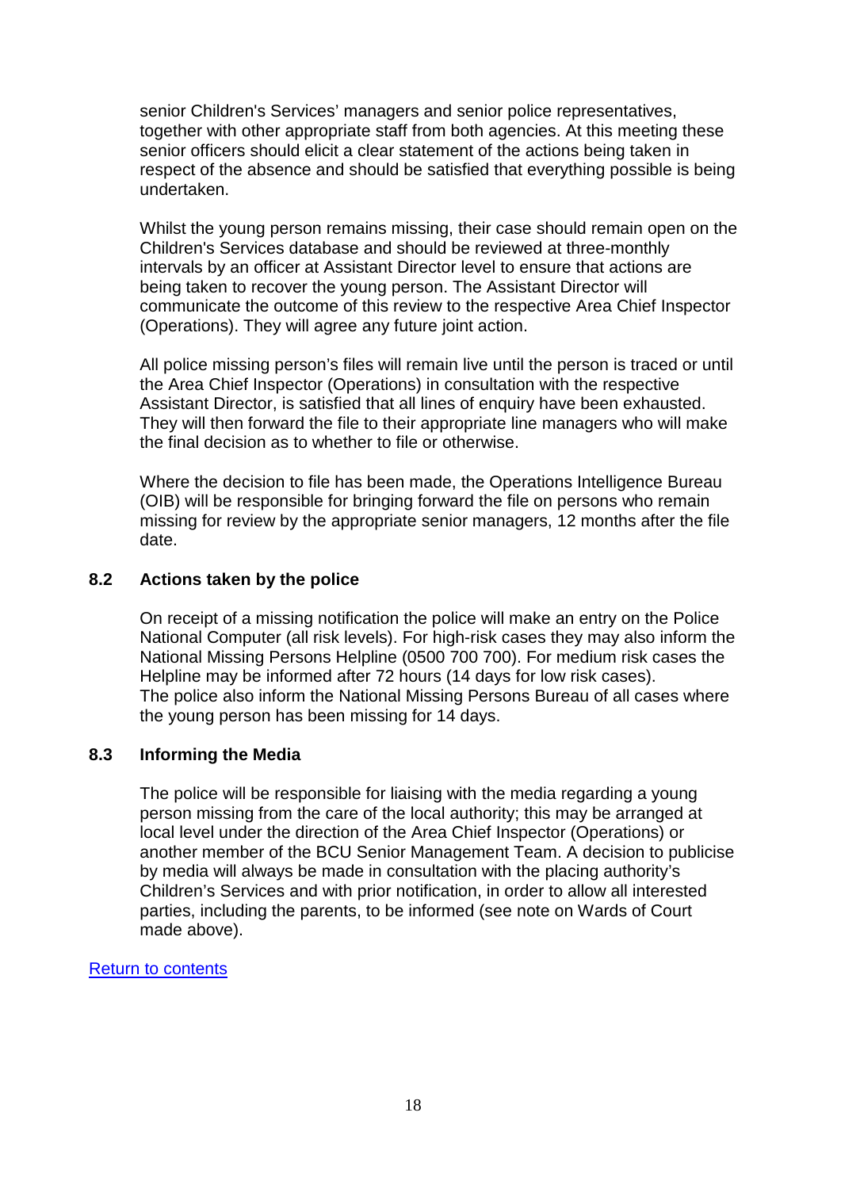senior Children's Services' managers and senior police representatives, together with other appropriate staff from both agencies. At this meeting these senior officers should elicit a clear statement of the actions being taken in respect of the absence and should be satisfied that everything possible is being undertaken.

Whilst the young person remains missing, their case should remain open on the Children's Services database and should be reviewed at three-monthly intervals by an officer at Assistant Director level to ensure that actions are being taken to recover the young person. The Assistant Director will communicate the outcome of this review to the respective Area Chief Inspector (Operations). They will agree any future joint action.

All police missing person's files will remain live until the person is traced or until the Area Chief Inspector (Operations) in consultation with the respective Assistant Director, is satisfied that all lines of enquiry have been exhausted. They will then forward the file to their appropriate line managers who will make the final decision as to whether to file or otherwise.

Where the decision to file has been made, the Operations Intelligence Bureau (OIB) will be responsible for bringing forward the file on persons who remain missing for review by the appropriate senior managers, 12 months after the file date.

### 8.2 Actions taken by the police

On receipt of a missing notification the police will make an entry on the Police National Computer (all risk levels). For high-risk cases they may also inform the National Missing Persons Helpline (0500 700 700). For medium risk cases the Helpline may be informed after 72 hours (14 days for low risk cases). The police also inform the National Missing Persons Bureau of all cases where the young person has been missing for 14 days.

### 8.3 Informing the Media

The police will be responsible for liaising with the media regarding a young person missing from the care of the local authority; this may be arranged at local level under the direction of the Area Chief Inspector (Operations) or another member of the BCU Senior Management Team. A decision to publicise by media will always be made in consultation with the placing authority's Children's Services and with prior notification, in order to allow all interested parties, including the parents, to be informed (see note on Wards of Court made above).

Return to contents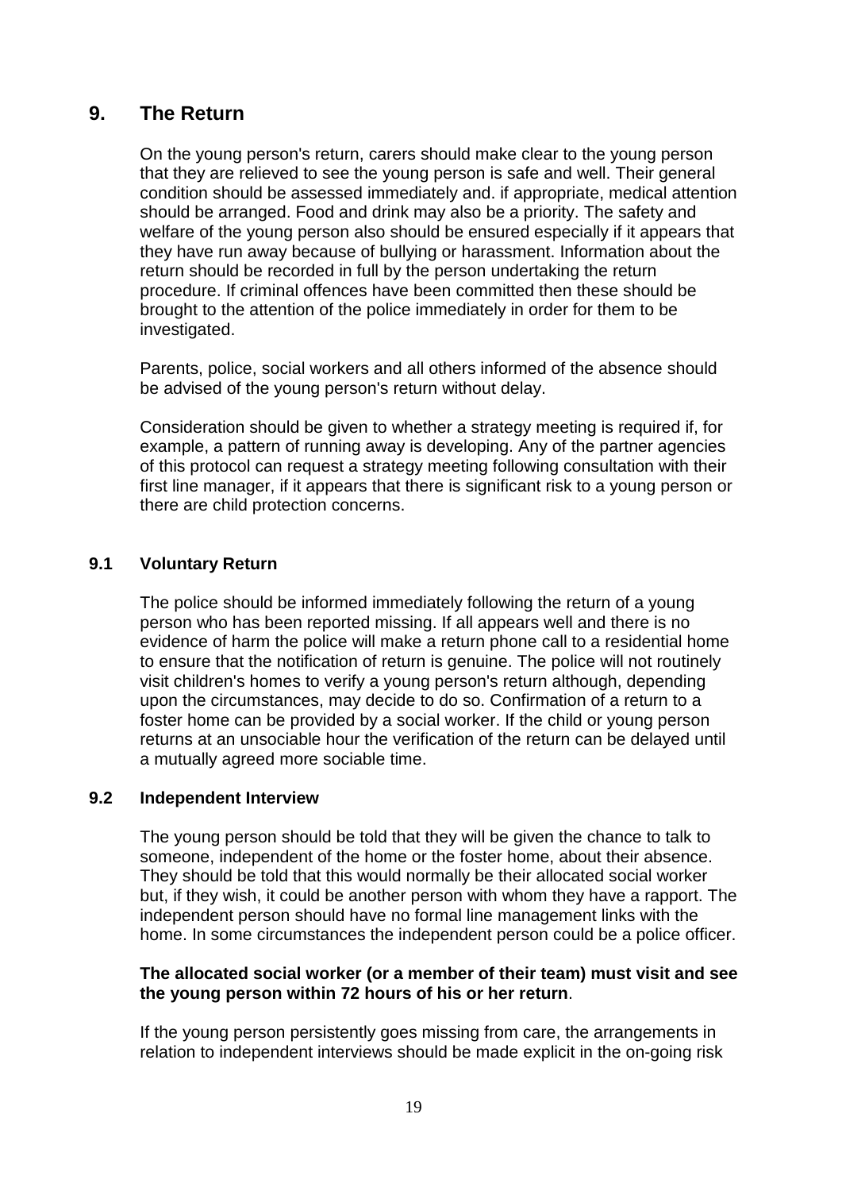## 9. The Return

On the young person's return, carers should make clear to the young person that they are relieved to see the young person is safe and well. Their general condition should be assessed immediately and. if appropriate, medical attention should be arranged. Food and drink may also be a priority. The safety and welfare of the young person also should be ensured especially if it appears that they have run away because of bullying or harassment. Information about the return should be recorded in full by the person undertaking the return procedure. If criminal offences have been committed then these should be brought to the attention of the police immediately in order for them to be investigated.

Parents, police, social workers and all others informed of the absence should be advised of the young person's return without delay.

Consideration should be given to whether a strategy meeting is required if, for example, a pattern of running away is developing. Any of the partner agencies of this protocol can request a strategy meeting following consultation with their first line manager, if it appears that there is significant risk to a young person or there are child protection concerns.

### 9.1 Voluntary Return

The police should be informed immediately following the return of a young person who has been reported missing. If all appears well and there is no evidence of harm the police will make a return phone call to a residential home to ensure that the notification of return is genuine. The police will not routinely visit children's homes to verify a young person's return although, depending upon the circumstances, may decide to do so. Confirmation of a return to a foster home can be provided by a social worker. If the child or young person returns at an unsociable hour the verification of the return can be delayed until a mutually agreed more sociable time.

### 9.2 Independent Interview

The young person should be told that they will be given the chance to talk to someone, independent of the home or the foster home, about their absence. They should be told that this would normally be their allocated social worker but, if they wish, it could be another person with whom they have a rapport. The independent person should have no formal line management links with the home. In some circumstances the independent person could be a police officer.

**The allocated social worker (or a member of their team) must visit and see the young person within 72 hours of his or her return**.

If the young person persistently goes missing from care, the arrangements in relation to independent interviews should be made explicit in the on-going risk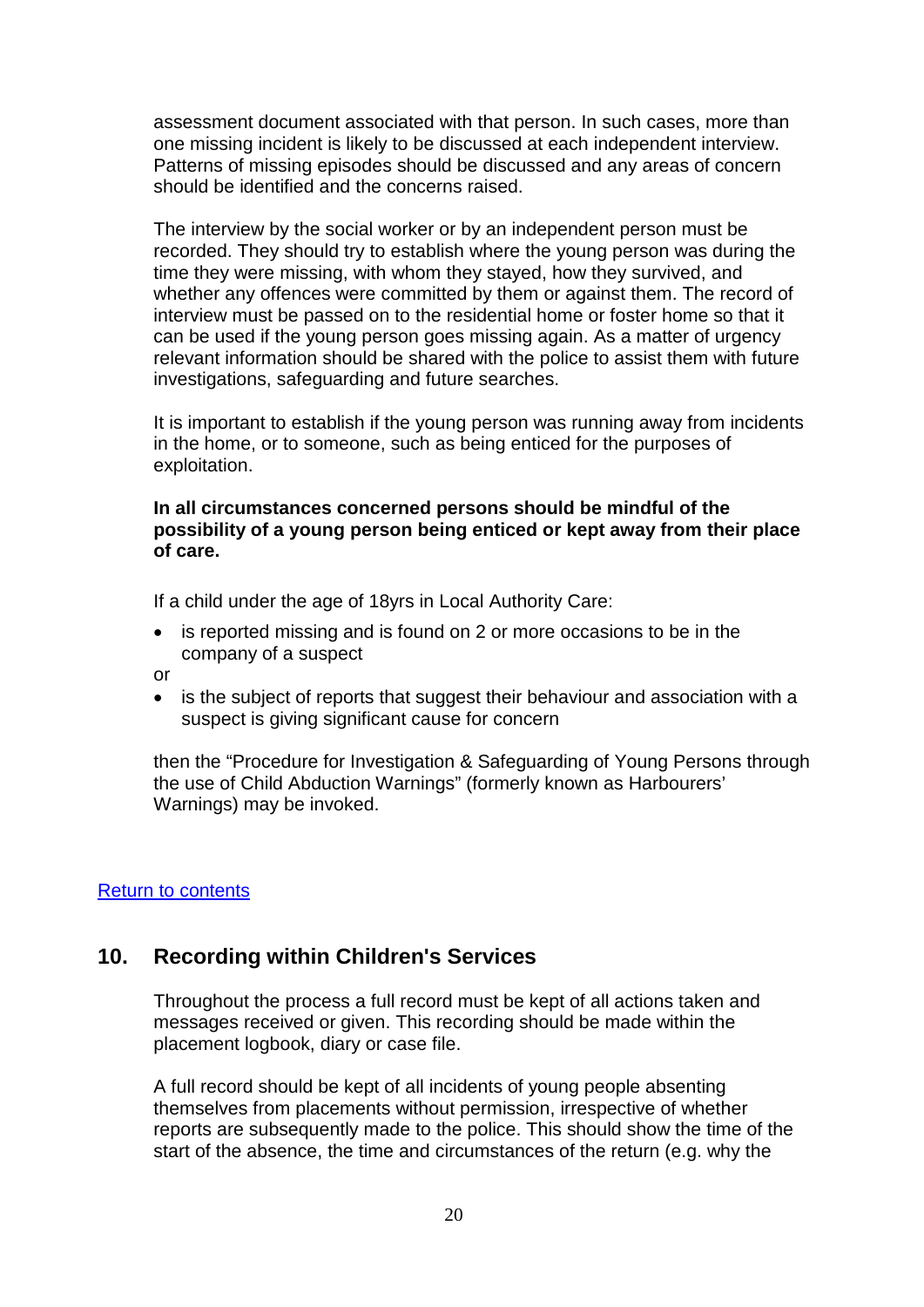assessment document associated with that person. In such cases, more than one missing incident is likely to be discussed at each independent interview. Patterns of missing episodes should be discussed and any areas of concern should be identified and the concerns raised.

The interview by the social worker or by an independent person must be recorded. They should try to establish where the young person was during the time they were missing, with whom they stayed, how they survived, and whether any offences were committed by them or against them. The record of interview must be passed on to the residential home or foster home so that it can be used if the young person goes missing again. As a matter of urgency relevant information should be shared with the police to assist them with future investigations, safeguarding and future searches.

It is important to establish if the young person was running away from incidents in the home, or to someone, such as being enticed for the purposes of exploitation.

**In all circumstances concerned persons should be mindful of the possibility of a young person being enticed or kept away from their place of care.**

If a child under the age of 18yrs in Local Authority Care:

- is reported missing and is found on 2 or more occasions to be in the company of a suspect

or

- is the subject of reports that suggest their behaviour and association with a suspect is giving significant cause for concern

then the "Procedure for Investigation & Safeguarding of Young Persons through the use of Child Abduction Warnings" (formerly known as Harbourers' Warnings) may be invoked.

[Return to contents]

## 10. Recording within Children's Services

Throughout the process a full record must be kept of all actions taken and messages received or given. This recording should be made within the placement logbook, diary or case file.

A full record should be kept of all incidents of young people absenting themselves from placements without permission, irrespective of whether reports are subsequently made to the police. This should show the time of the start of the absence, the time and circumstances of the return (e.g. why the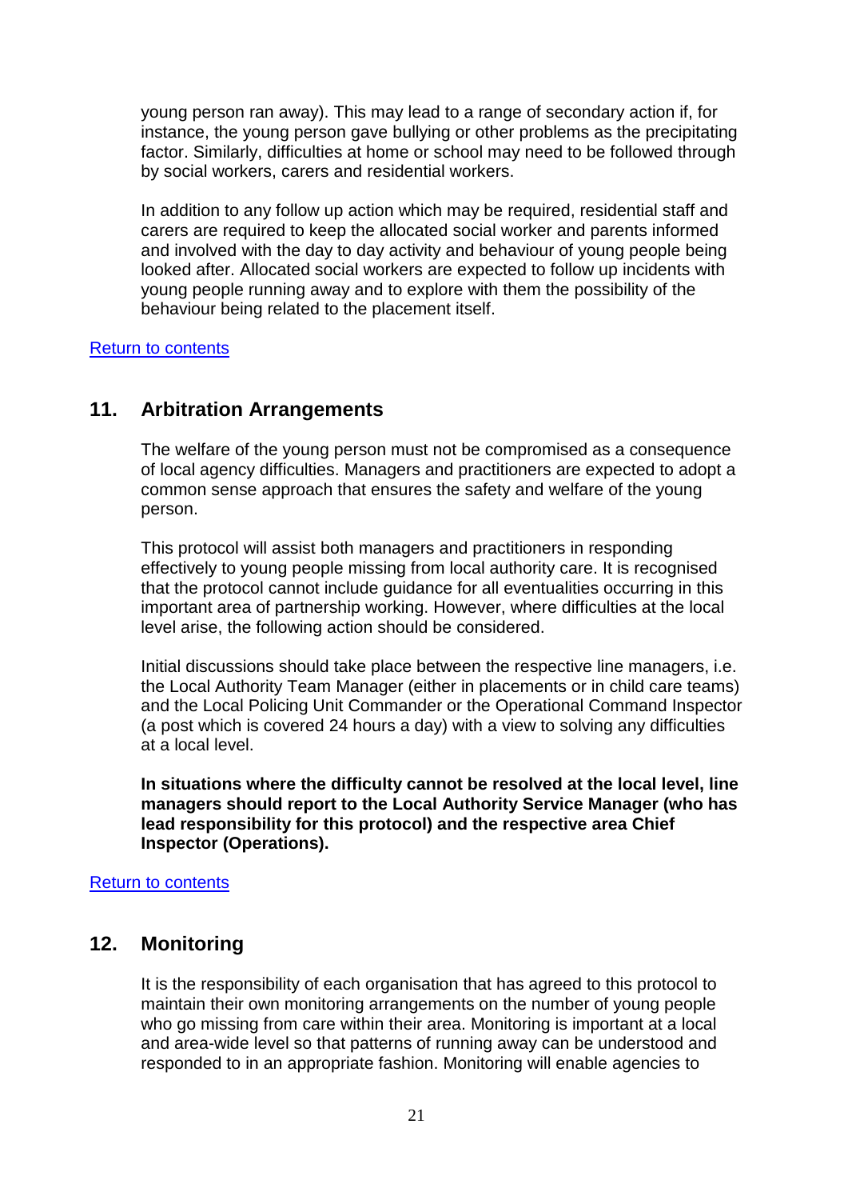young person ran away). This may lead to a range of secondary action if, for instance, the young person gave bullying or other problems as the precipitating factor. Similarly, difficulties at home or school may need to be followed through by social workers, carers and residential workers.

In addition to any follow up action which may be required, residential staff and carers are required to keep the allocated social worker and parents informed and involved with the day to day activity and behaviour of young people being looked after. Allocated social workers are expected to follow up incidents with young people running away and to explore with them the possibility of the behaviour being related to the placement itself.

Return to contents

## 11. Arbitration Arrangements

The welfare of the young person must not be compromised as a consequence of local agency difficulties. Managers and practitioners are expected to adopt a common sense approach that ensures the safety and welfare of the young person.

This protocol will assist both managers and practitioners in responding effectively to young people missing from local authority care. It is recognised that the protocol cannot include guidance for all eventualities occurring in this important area of partnership working. However, where difficulties at the local level arise, the following action should be considered.

Initial discussions should take place between the respective line managers, i.e. the Local Authority Team Manager (either in placements or in child care teams) and the Local Policing Unit Commander or the Operational Command Inspector (a post which is covered 24 hours a day) with a view to solving any difficulties at a local level.

**In situations where the difficulty cannot be resolved at the local level, line managers should report to the Local Authority Service Manager (who has lead responsibility for this protocol) and the respective area Chief Inspector (Operations).**

Return to contents

## 12. Monitoring

It is the responsibility of each organisation that has agreed to this protocol to maintain their own monitoring arrangements on the number of young people who go missing from care within their area. Monitoring is important at a local and area-wide level so that patterns of running away can be understood and responded to in an appropriate fashion. Monitoring will enable agencies to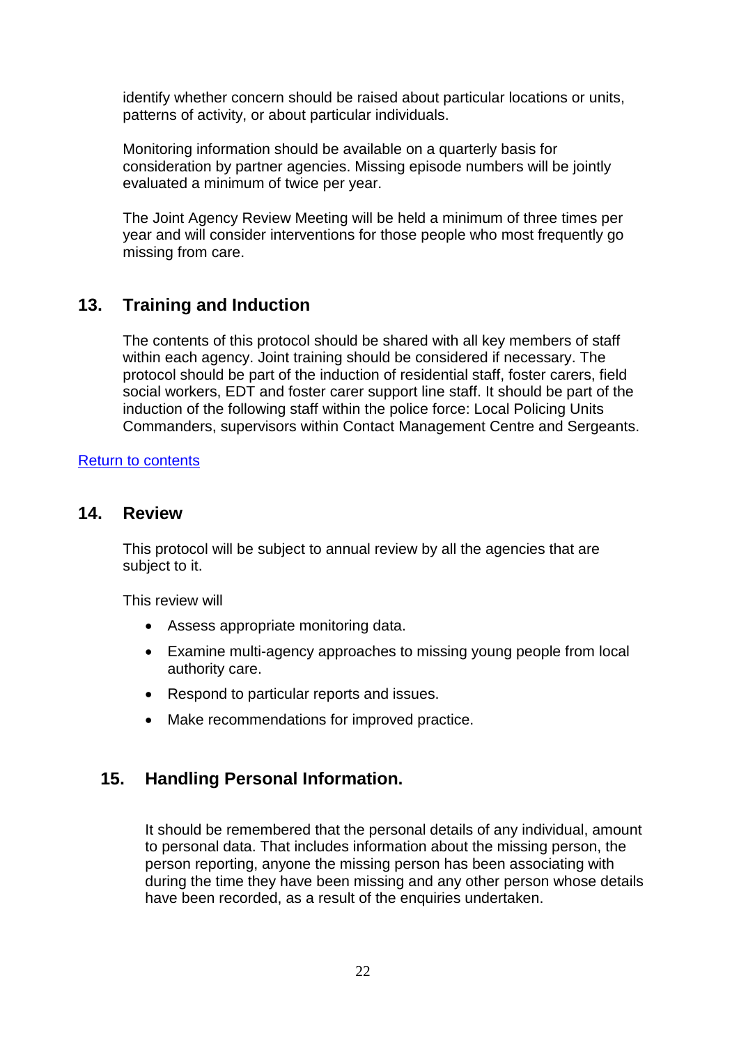identify whether concern should be raised about particular locations or units, patterns of activity, or about particular individuals.

Monitoring information should be available on a quarterly basis for consideration by partner agencies. Missing episode numbers will be jointly evaluated a minimum of twice per year.

The Joint Agency Review Meeting will be held a minimum of three times per year and will consider interventions for those people who most frequently go missing from care.

## 13. Training and Induction

The contents of this protocol should be shared with all key members of staff within each agency. Joint training should be considered if necessary. The protocol should be part of the induction of residential staff, foster carers, field social workers, EDT and foster carer support line staff. It should be part of the induction of the following staff within the police force: Local Policing Units Commanders, supervisors within Contact Management Centre and Sergeants.

Return to contents

## 14. Review

This protocol will be subject to annual review by all the agencies that are subject to it.

This review will

- Assess appropriate monitoring data.
- Examine multi-agency approaches to missing young people from local authority care.
- Respond to particular reports and issues.
- Make recommendations for improved practice.

## 15. Handling Personal Information.

It should be remembered that the personal details of any individual, amount to personal data. That includes information about the missing person, the person reporting, anyone the missing person has been associating with during the time they have been missing and any other person whose details have been recorded, as a result of the enquiries undertaken.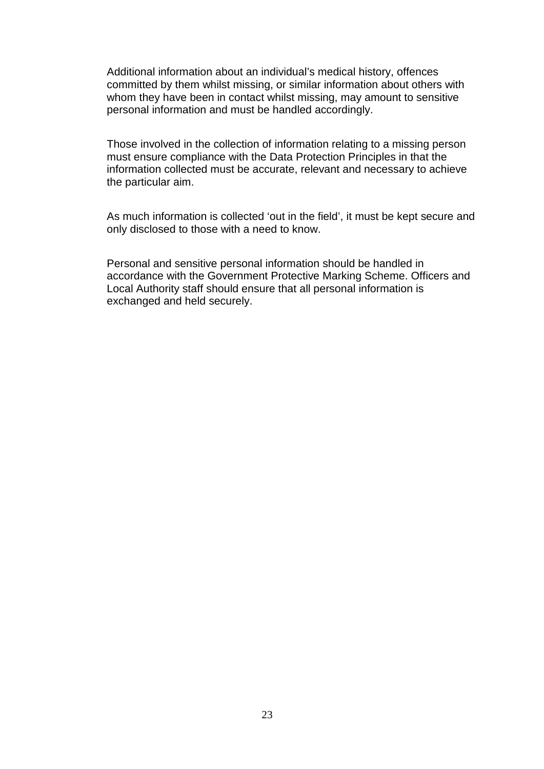Additional information about an individual's medical history, offences committed by them whilst missing, or similar information about others with whom they have been in contact whilst missing, may amount to sensitive personal information and must be handled accordingly.

Those involved in the collection of information relating to a missing person must ensure compliance with the Data Protection Principles in that the information collected must be accurate, relevant and necessary to achieve the particular aim.

As much information is collected 'out in the field', it must be kept secure and only disclosed to those with a need to know.

Personal and sensitive personal information should be handled in accordance with the Government Protective Marking Scheme. Officers and Local Authority staff should ensure that all personal information is exchanged and held securely.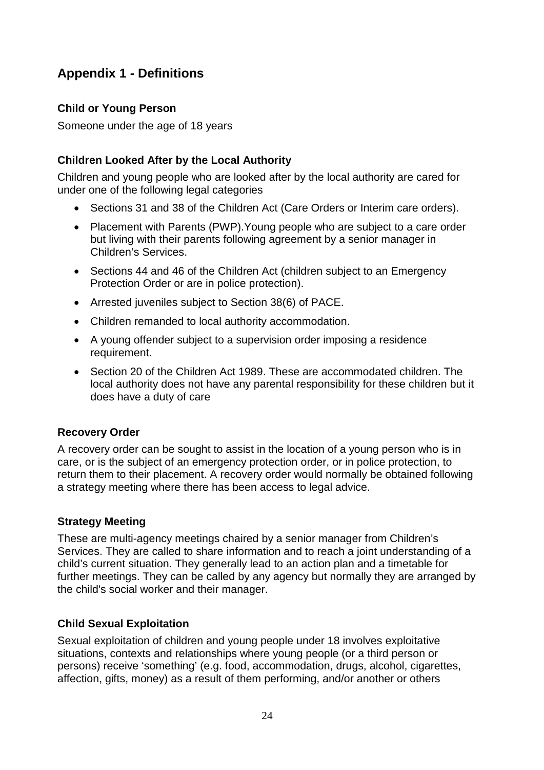## Appendix 1 - Definitions

### Child or Young Person

Someone under the age of 18 years

### Children Looked After by the Local Authority

Children and young people who are looked after by the local authority are cared for under one of the following legal categories

- Sections 31 and 38 of the Children Act (Care Orders or Interim care orders).
- Placement with Parents (PWP).Young people who are subject to a care order but living with their parents following agreement by a senior manager in Children's Services.
- Sections 44 and 46 of the Children Act (children subject to an Emergency Protection Order or are in police protection).
- Arrested juveniles subject to Section 38(6) of PACE.
- Children remanded to local authority accommodation.
- A young offender subject to a supervision order imposing a residence requirement.
- Section 20 of the Children Act 1989. These are accommodated children. The local authority does not have any parental responsibility for these children but it does have a duty of care

### Recovery Order

A recovery order can be sought to assist in the location of a young person who is in care, or is the subject of an emergency protection order, or in police protection, to return them to their placement. A recovery order would normally be obtained following a strategy meeting where there has been access to legal advice.

### Strategy Meeting

These are multi-agency meetings chaired by a senior manager from Children's Services. They are called to share information and to reach a joint understanding of a child's current situation. They generally lead to an action plan and a timetable for further meetings. They can be called by any agency but normally they are arranged by the child's social worker and their manager.

### Child Sexual Exploitation

Sexual exploitation of children and young people under 18 involves exploitative situations, contexts and relationships where young people (or a third person or persons) receive 'something' (e.g. food, accommodation, drugs, alcohol, cigarettes, affection, gifts, money) as a result of them performing, and/or another or others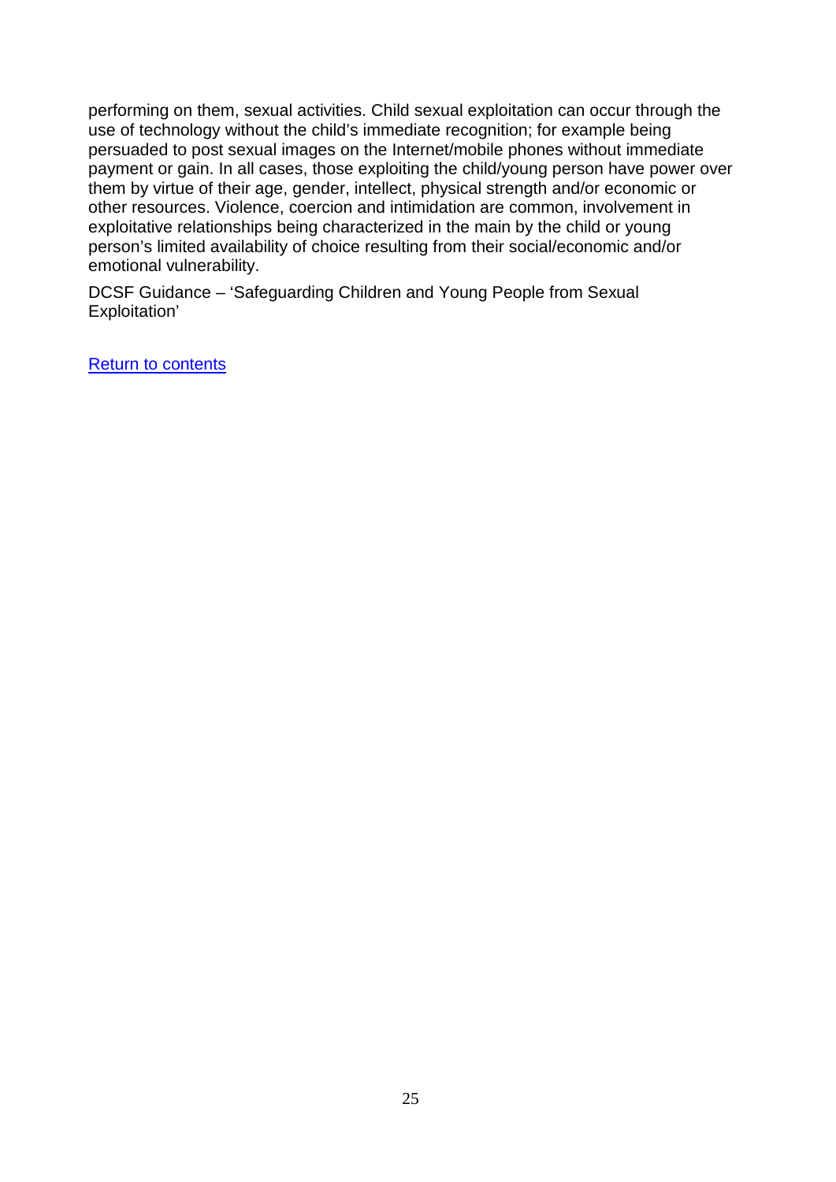performing on them, sexual activities. Child sexual exploitation can occur through the use of technology without the child's immediate recognition; for example being persuaded to post sexual images on the Internet/mobile phones without immediate payment or gain. In all cases, those exploiting the child/young person have power over them by virtue of their age, gender, intellect, physical strength and/or economic or other resources. Violence, coercion and intimidation are common, involvement in exploitative relationships being characterized in the main by the child or young person's limited availability of choice resulting from their social/economic and/or emotional vulnerability.

DCSF Guidance – 'Safeguarding Children and Young People from Sexual Exploitation'

Return to contents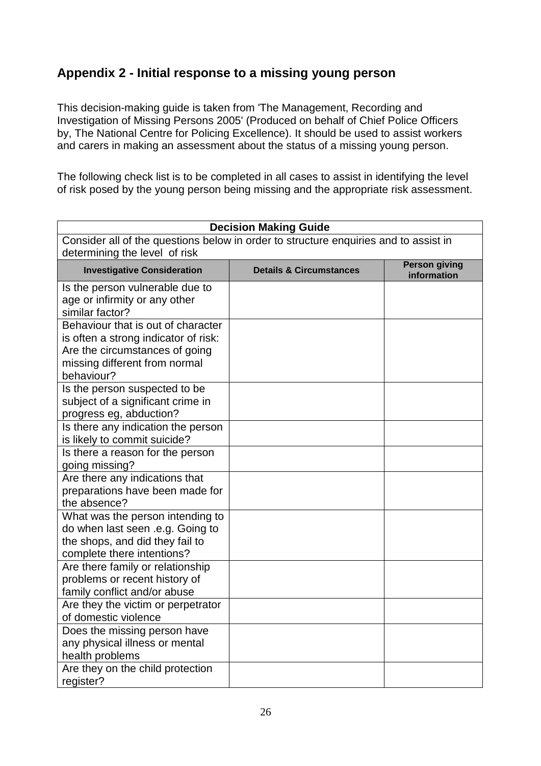## Appendix 2 - Initial response to a missing young person

This decision-making guide is taken from 'The Management, Recording and Investigation of Missing Persons 2005' (Produced on behalf of Chief Police Officers by, The National Centre for Policing Excellence). It should be used to assist workers and carers in making an assessment about the status of a missing young person.

The following check list is to be completed in all cases to assist in identifying the level of risk posed by the young person being missing and the appropriate risk assessment.

| Decision Making Guide | | |
|---|---|---|
| Consider all of the questions below in order to structure enquiries and to assist in determining the level of risk | | |
| **Investigative Consideration** | **Details & Circumstances** | **Person giving information** |
| Is the person vulnerable due to age or infirmity or any other similar factor? | | |
| Behaviour that is out of character is often a strong indicator of risk: Are the circumstances of going missing different from normal behaviour? | | |
| Is the person suspected to be subject of a significant crime in progress eg, abduction? | | |
| Is there any indication the person is likely to commit suicide? | | |
| Is there a reason for the person going missing? | | |
| Are there any indications that preparations have been made for the absence? | | |
| What was the person intending to do when last seen .e.g. Going to the shops, and did they fail to complete there intentions? | | |
| Are there family or relationship problems or recent history of family conflict and/or abuse | | |
| Are they the victim or perpetrator of domestic violence | | |
| Does the missing person have any physical illness or mental health problems | | |
| Are they on the child protection register? | | |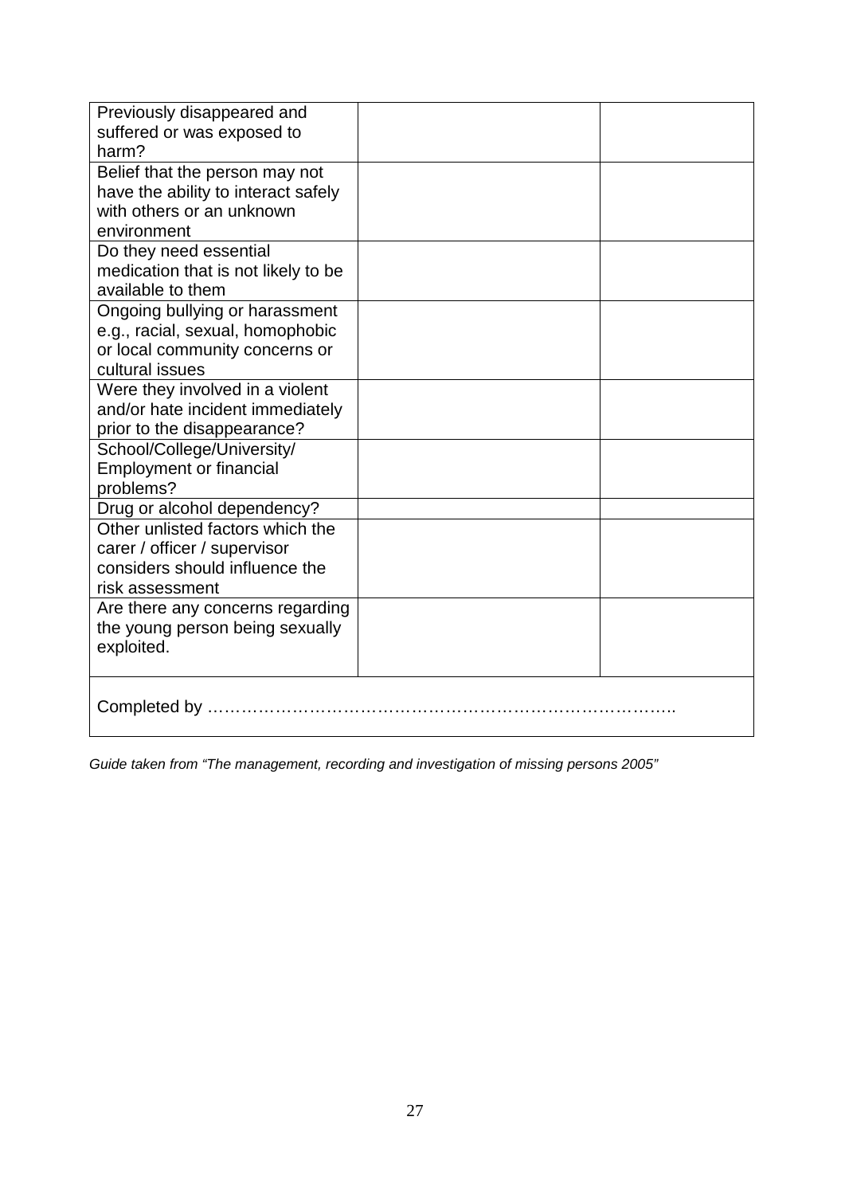| | | |
|---|---|---|
| Previously disappeared and suffered or was exposed to harm? | | |
| Belief that the person may not have the ability to interact safely with others or an unknown environment | | |
| Do they need essential medication that is not likely to be available to them | | |
| Ongoing bullying or harassment e.g., racial, sexual, homophobic or local community concerns or cultural issues | | |
| Were they involved in a violent and/or hate incident immediately prior to the disappearance? | | |
| School/College/University/ Employment or financial problems? | | |
| Drug or alcohol dependency? | | |
| Other unlisted factors which the carer / officer / supervisor considers should influence the risk assessment | | |
| Are there any concerns regarding the young person being sexually exploited. | | |
| Completed by ………………………………………………………………………. | | |

*Guide taken from "The management, recording and investigation of missing persons 2005"*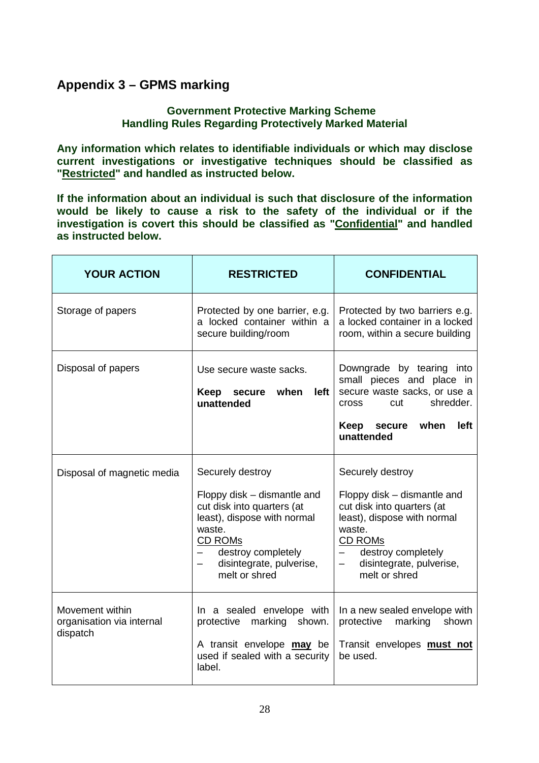## Appendix 3 – GPMS marking

**Government Protective Marking Scheme**
**Handling Rules Regarding Protectively Marked Material**

**Any information which relates to identifiable individuals or which may disclose current investigations or investigative techniques should be classified as "Restricted" and handled as instructed below.**

**If the information about an individual is such that disclosure of the information would be likely to cause a risk to the safety of the individual or if the investigation is covert this should be classified as "Confidential" and handled as instructed below.**

| YOUR ACTION | RESTRICTED | CONFIDENTIAL |
|---|---|---|
| Storage of papers | Protected by one barrier, e.g. a locked container within a secure building/room | Protected by two barriers e.g. a locked container in a locked room, within a secure building |
| Disposal of papers | Use secure waste sacks. **Keep secure when left unattended** | Downgrade by tearing into small pieces and place in secure waste sacks, or use a cross cut shredder. **Keep secure when left unattended** |
| Disposal of magnetic media | Securely destroy<br>Floppy disk – dismantle and cut disk into quarters (at least), dispose with normal waste.<br>CD ROMs<br>– destroy completely<br>– disintegrate, pulverise, melt or shred | Securely destroy<br>Floppy disk – dismantle and cut disk into quarters (at least), dispose with normal waste.<br>CD ROMs<br>– destroy completely<br>– disintegrate, pulverise, melt or shred |
| Movement within organisation via internal dispatch | In a sealed envelope with protective marking shown. A transit envelope **may** be used if sealed with a security label. | In a new sealed envelope with protective marking shown. Transit envelopes **must not** be used. |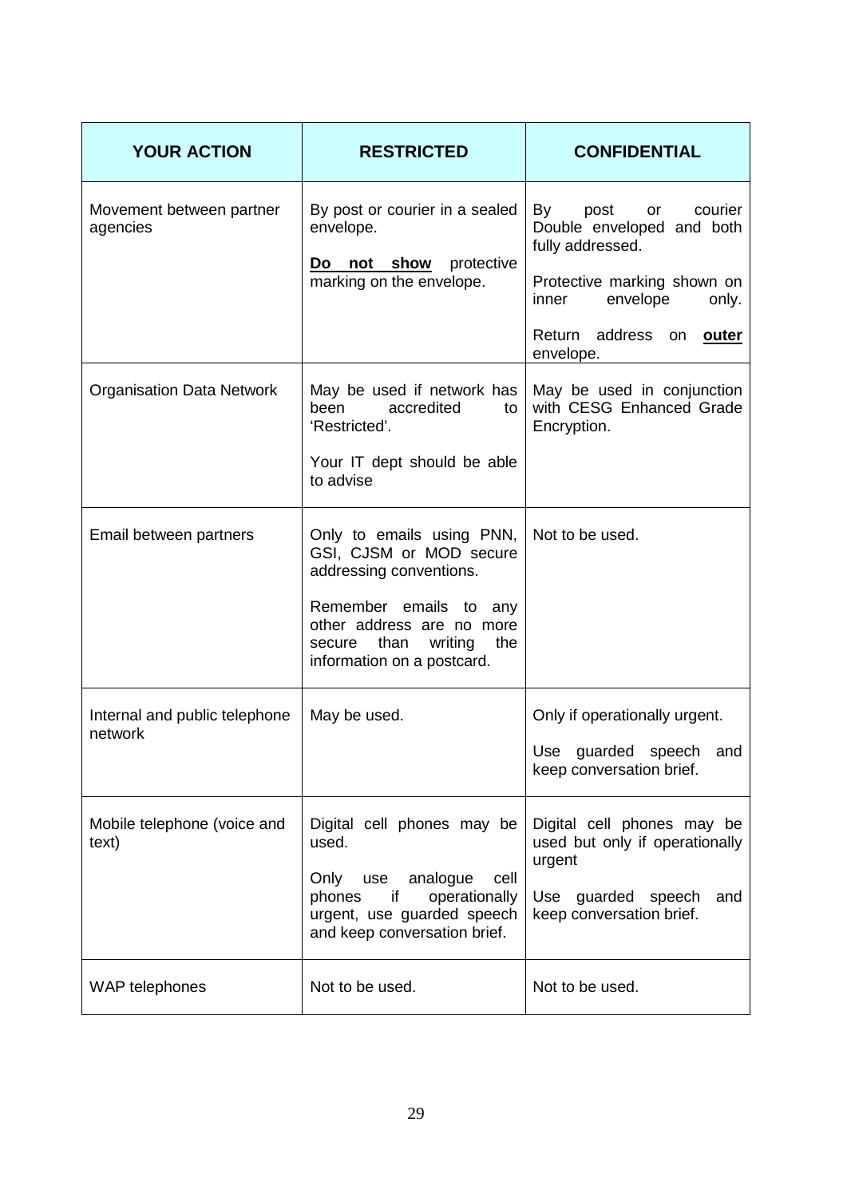| YOUR ACTION | RESTRICTED | CONFIDENTIAL |
|---|---|---|
| Movement between partner agencies | By post or courier in a sealed envelope.<br><br>**<u>Do not show</u>** protective marking on the envelope. | By post or courier Double enveloped and both fully addressed.<br><br>Protective marking shown on inner envelope only.<br><br>Return address on **<u>outer</u>** envelope. |
| Organisation Data Network | May be used if network has been accredited to 'Restricted'.<br><br>Your IT dept should be able to advise | May be used in conjunction with CESG Enhanced Grade Encryption. |
| Email between partners | Only to emails using PNN, GSI, CJSM or MOD secure addressing conventions.<br><br>Remember emails to any other address are no more secure than writing the information on a postcard. | Not to be used. |
| Internal and public telephone network | May be used. | Only if operationally urgent.<br><br>Use guarded speech and keep conversation brief. |
| Mobile telephone (voice and text) | Digital cell phones may be used.<br><br>Only use analogue cell phones if operationally urgent, use guarded speech and keep conversation brief. | Digital cell phones may be used but only if operationally urgent<br><br>Use guarded speech and keep conversation brief. |
| WAP telephones | Not to be used. | Not to be used. |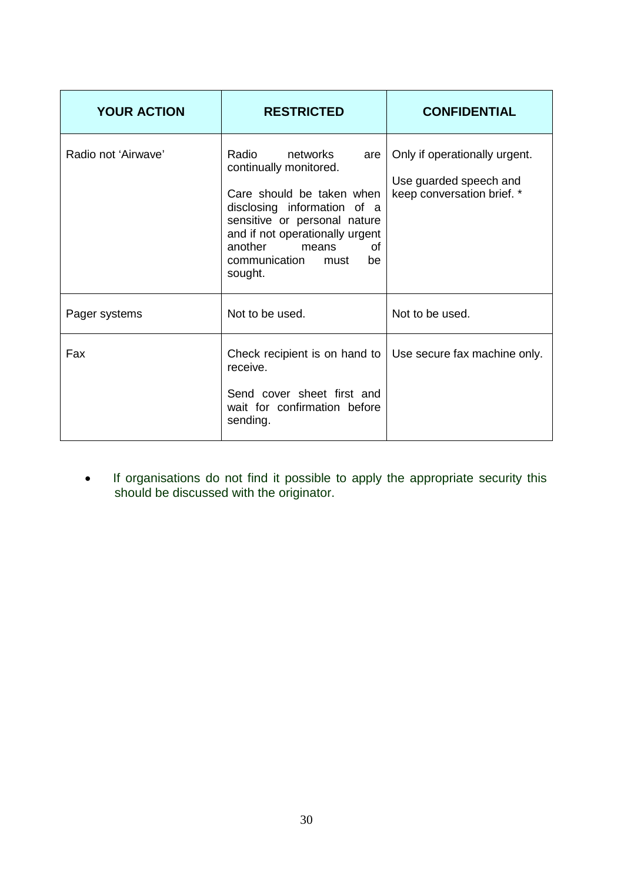| YOUR ACTION | RESTRICTED | CONFIDENTIAL |
| --- | --- | --- |
| Radio not 'Airwave' | Radio networks are continually monitored.<br><br>Care should be taken when disclosing information of a sensitive or personal nature and if not operationally urgent another means of communication must be sought. | Only if operationally urgent.<br><br>Use guarded speech and keep conversation brief. * |
| Pager systems | Not to be used. | Not to be used. |
| Fax | Check recipient is on hand to receive.<br><br>Send cover sheet first and wait for confirmation before sending. | Use secure fax machine only. |

- If organisations do not find it possible to apply the appropriate security this should be discussed with the originator.